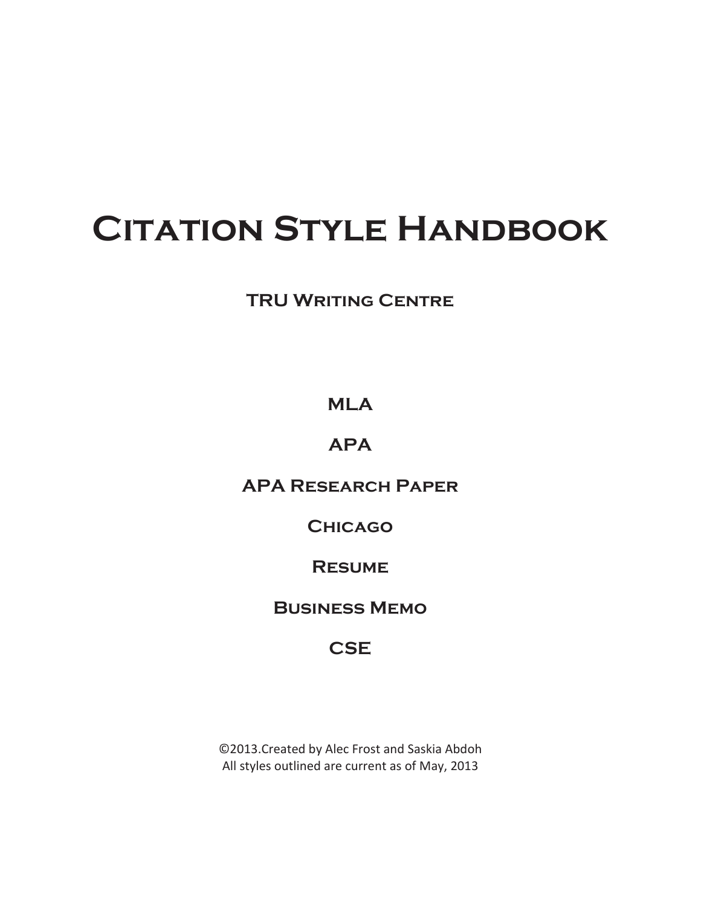# Citation Style Handbook

## TRU Writing Centre

**MLA**

**APA**

**APA Research Paper**

**Chicago**

**Resume**

**Business Memo**

**CSE**

©2013.Created by Alec Frost and Saskia Abdoh
All styles outlined are current as of May, 2013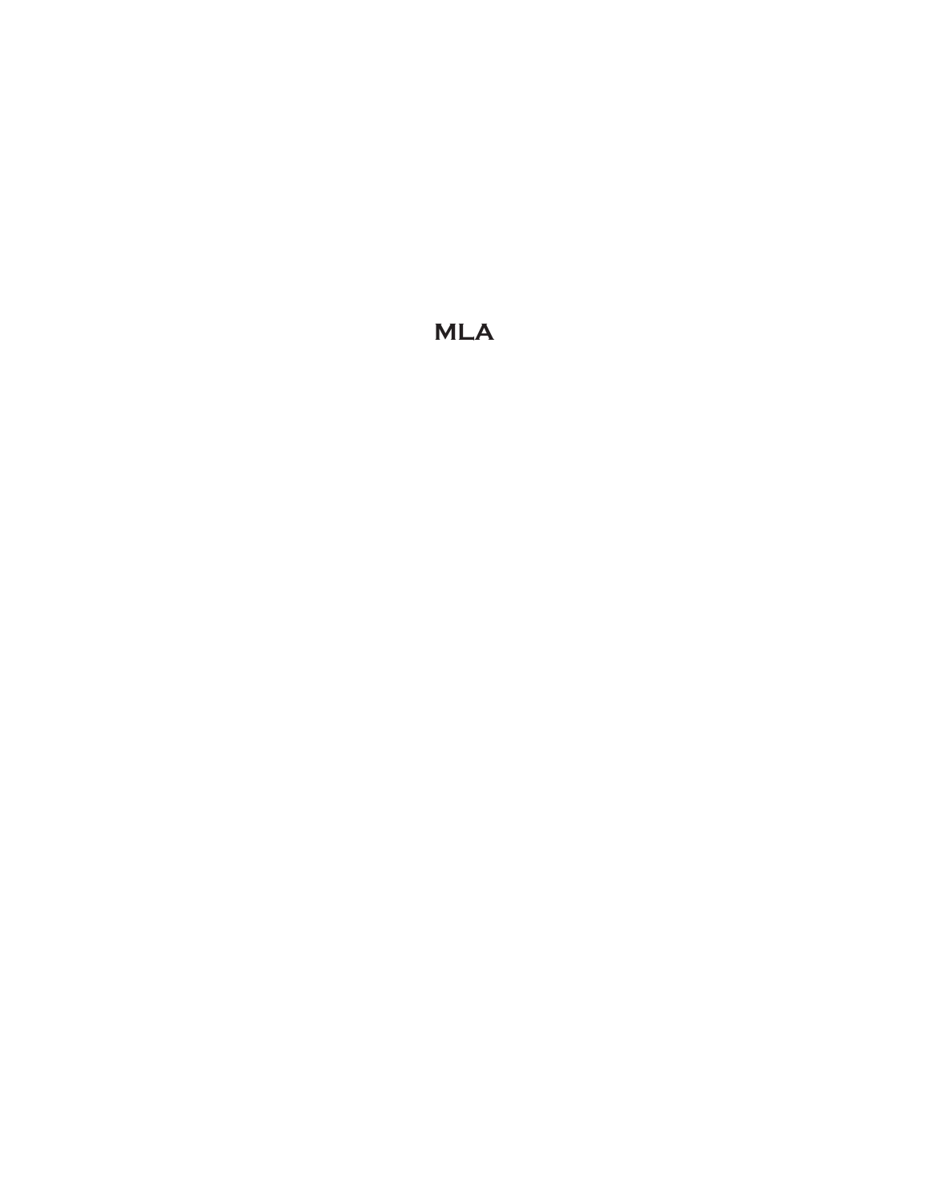MLA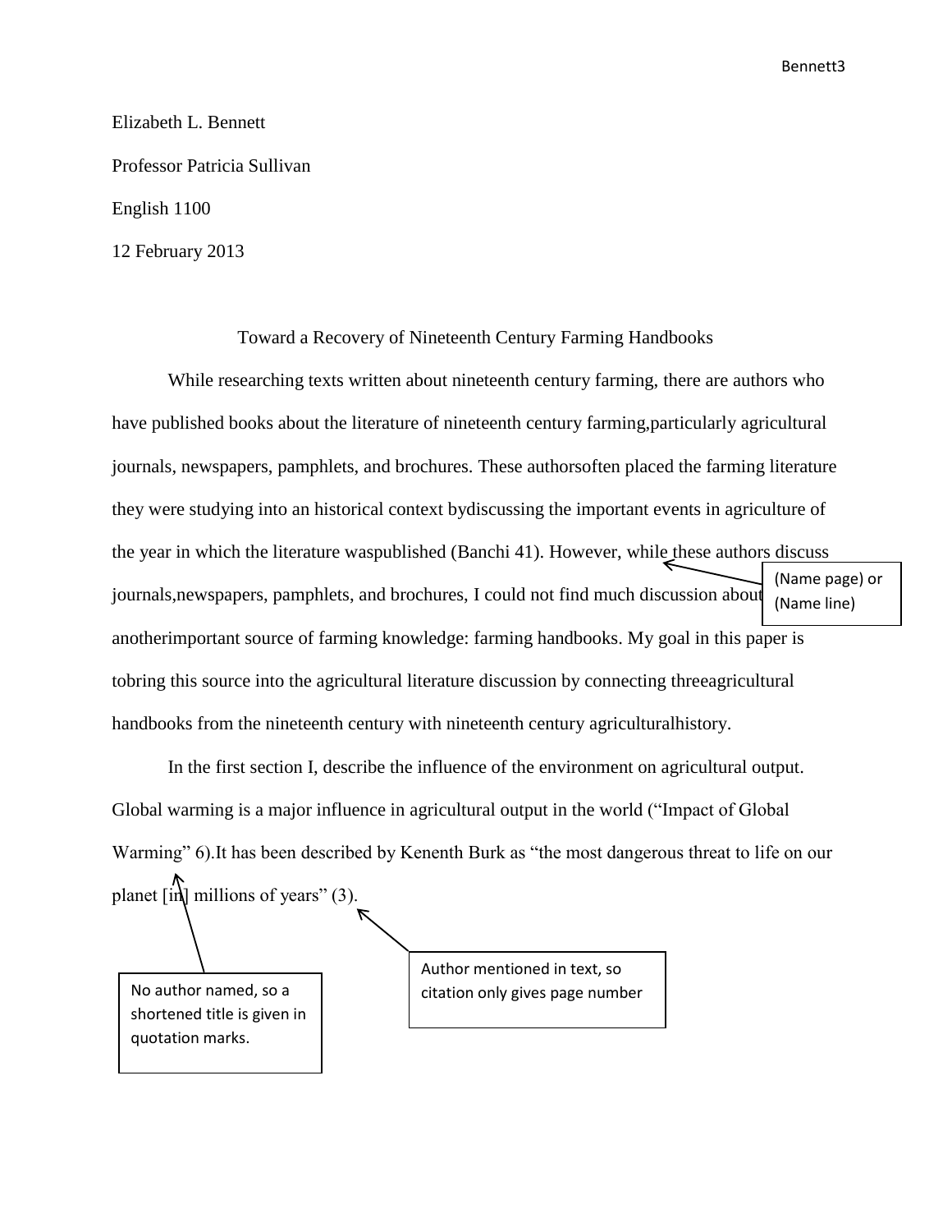Elizabeth L. Bennett

Professor Patricia Sullivan

English 1100

12 February 2013

Toward a Recovery of Nineteenth Century Farming Handbooks

While researching texts written about nineteenth century farming, there are authors who have published books about the literature of nineteenth century farming,particularly agricultural journals, newspapers, pamphlets, and brochures. These authorsoften placed the farming literature they were studying into an historical context bydiscussing the important events in agriculture of the year in which the literature waspublished (Banchi 41). However, while these authors discuss journals,newspapers, pamphlets, and brochures, I could not find much discussion about anotherimportant source of farming knowledge: farming handbooks. My goal in this paper is tobring this source into the agricultural literature discussion by connecting threeagricultural handbooks from the nineteenth century with nineteenth century agriculturalhistory.

(Name page) or (Name line)

In the first section I, describe the influence of the environment on agricultural output. Global warming is a major influence in agricultural output in the world ("Impact of Global Warming" 6).It has been described by Kenenth Burk as "the most dangerous threat to life on our planet [in] millions of years" (3).

No author named, so a shortened title is given in quotation marks.

Author mentioned in text, so citation only gives page number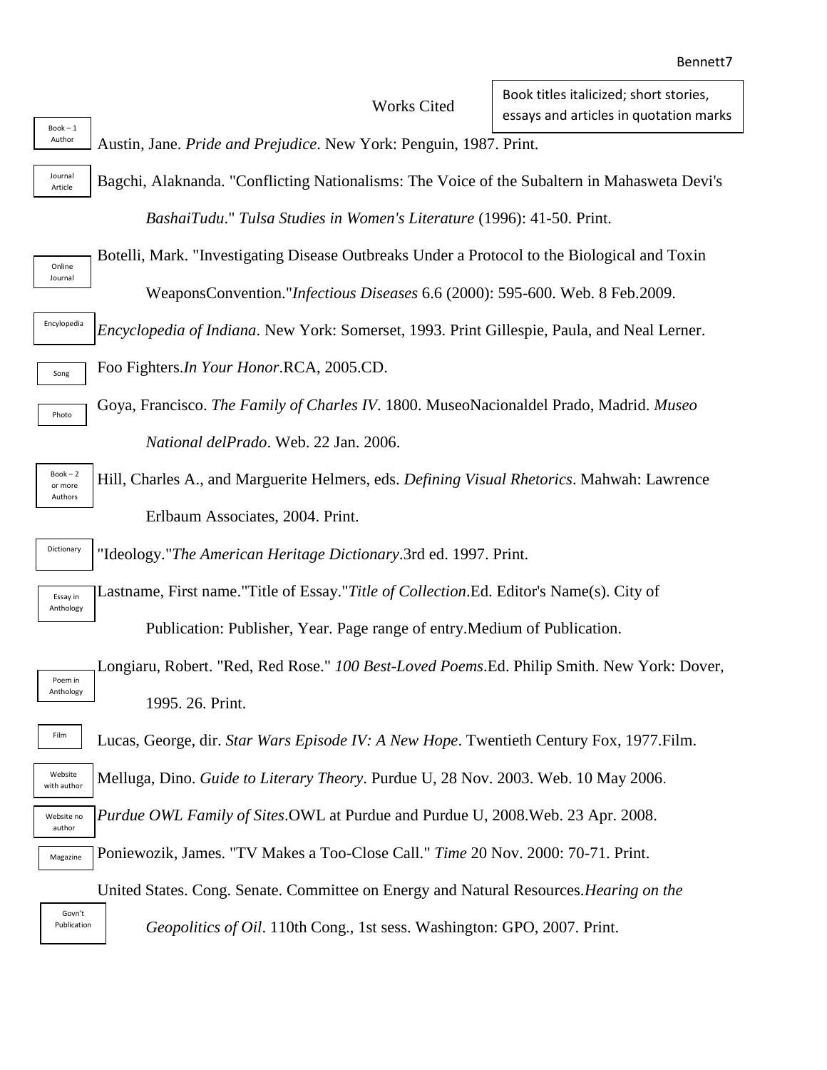# Works Cited

Book titles italicized; short stories, essays and articles in quotation marks

Book – 1 Author

Austin, Jane. *Pride and Prejudice*. New York: Penguin, 1987. Print.

Journal Article

Bagchi, Alaknanda. "Conflicting Nationalisms: The Voice of the Subaltern in Mahasweta Devi's *BashaiTudu*." *Tulsa Studies in Women's Literature* (1996): 41-50. Print.

Online Journal

Botelli, Mark. "Investigating Disease Outbreaks Under a Protocol to the Biological and Toxin WeaponsConvention."*Infectious Diseases* 6.6 (2000): 595-600. Web. 8 Feb.2009.

Encyclopedia

*Encyclopedia of Indiana*. New York: Somerset, 1993. Print Gillespie, Paula, and Neal Lerner.

Song

Foo Fighters.*In Your Honor*.RCA, 2005.CD.

Photo

Goya, Francisco. *The Family of Charles IV*. 1800. MuseoNacionaldel Prado, Madrid. *Museo National delPrado*. Web. 22 Jan. 2006.

Book – 2 or more Authors

Hill, Charles A., and Marguerite Helmers, eds. *Defining Visual Rhetorics*. Mahwah: Lawrence Erlbaum Associates, 2004. Print.

Dictionary

"Ideology."*The American Heritage Dictionary*.3rd ed. 1997. Print.

Essay in Anthology

Lastname, First name."Title of Essay."*Title of Collection*.Ed. Editor's Name(s). City of Publication: Publisher, Year. Page range of entry.Medium of Publication.

Poem in Anthology

Longiaru, Robert. "Red, Red Rose." *100 Best-Loved Poems*.Ed. Philip Smith. New York: Dover, 1995. 26. Print.

Film

Lucas, George, dir. *Star Wars Episode IV: A New Hope*. Twentieth Century Fox, 1977.Film.

Website with author

Melluga, Dino. *Guide to Literary Theory*. Purdue U, 28 Nov. 2003. Web. 10 May 2006.

Website no author

*Purdue OWL Family of Sites*.OWL at Purdue and Purdue U, 2008.Web. 23 Apr. 2008.

Magazine

Poniewozik, James. "TV Makes a Too-Close Call." *Time* 20 Nov. 2000: 70-71. Print.

Govn't Publication

United States. Cong. Senate. Committee on Energy and Natural Resources.*Hearing on the Geopolitics of Oil*. 110th Cong., 1st sess. Washington: GPO, 2007. Print.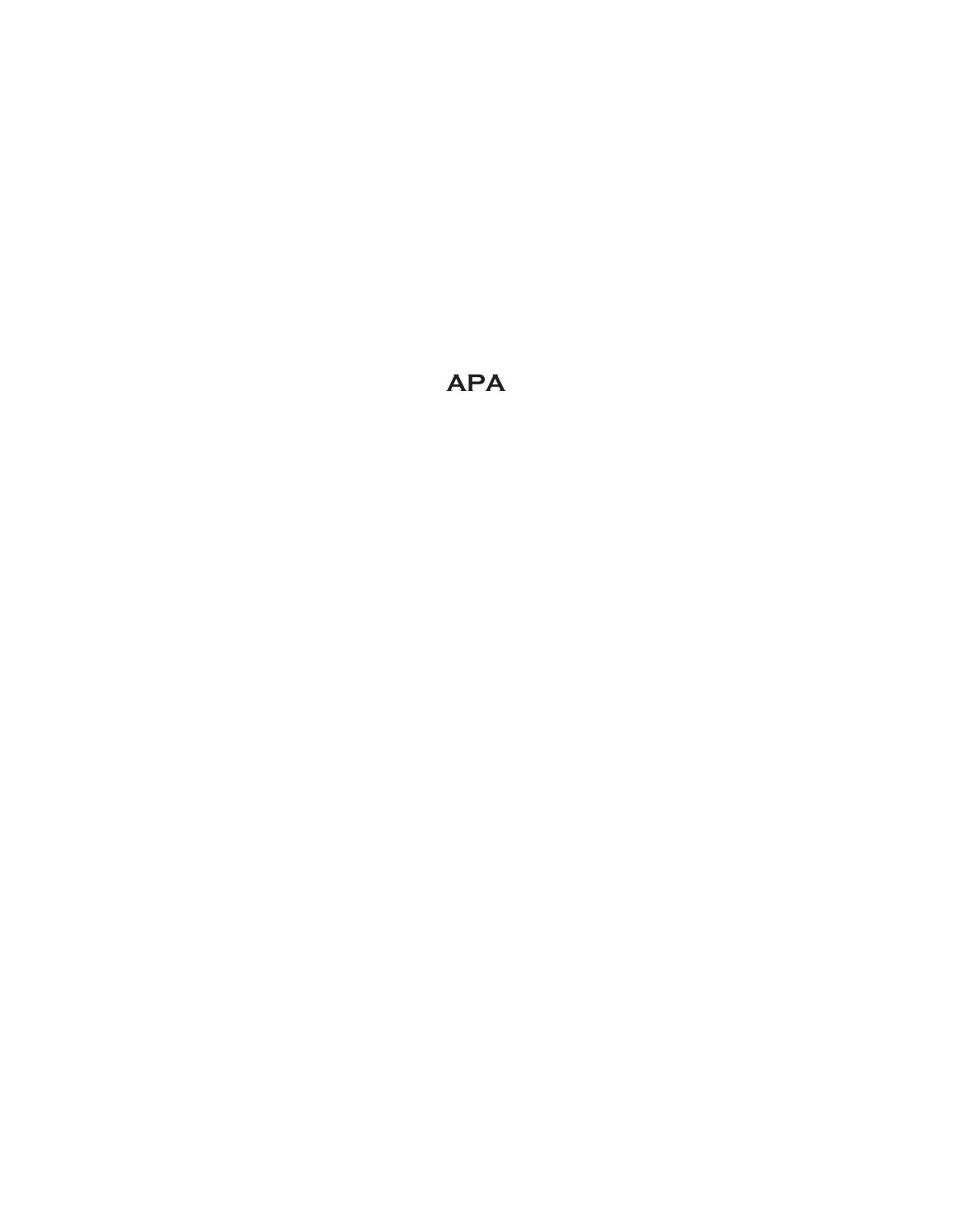APA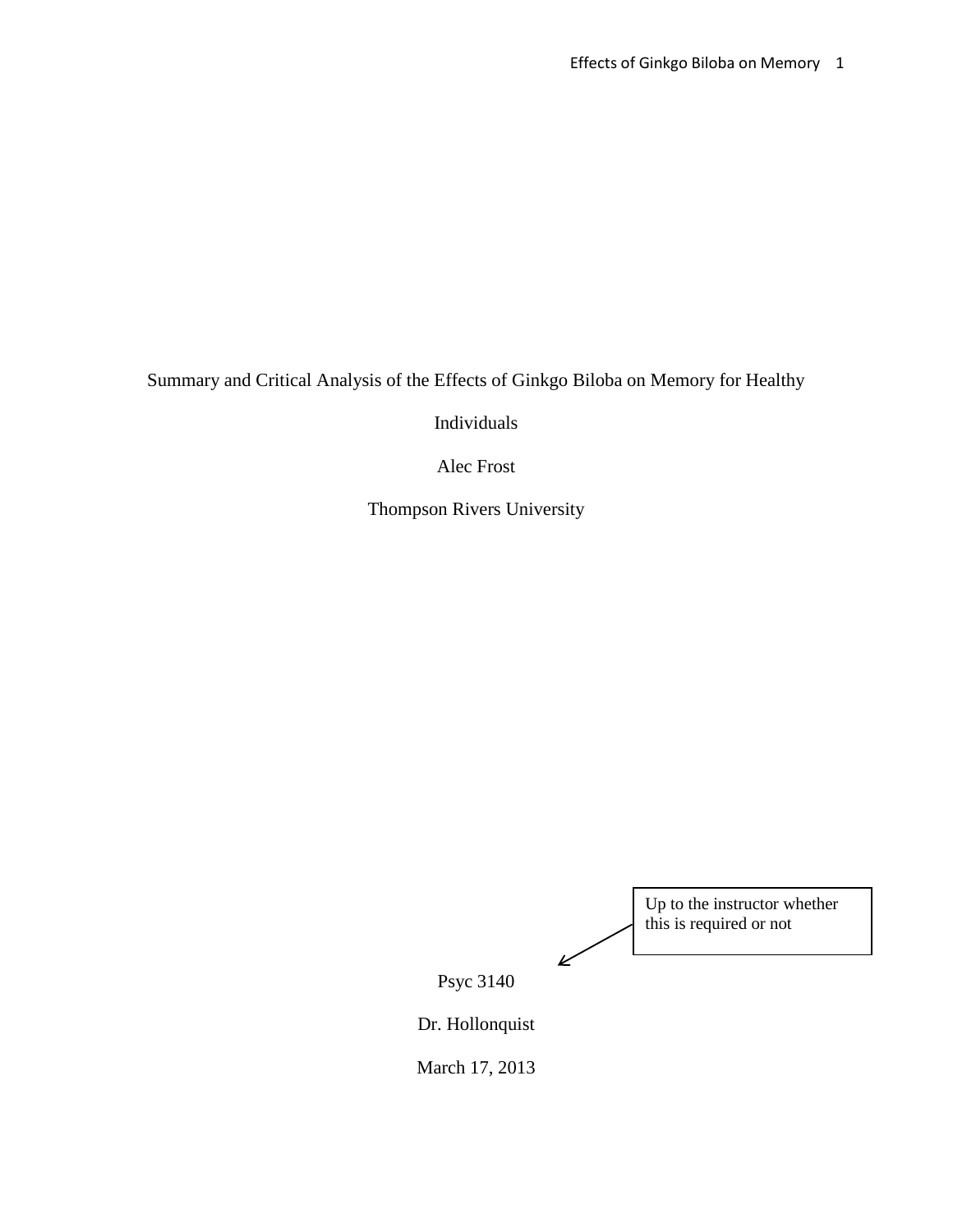Summary and Critical Analysis of the Effects of Ginkgo Biloba on Memory for Healthy Individuals

Alec Frost

Thompson Rivers University

Up to the instructor whether this is required or not

Psyc 3140

Dr. Hollonquist

March 17, 2013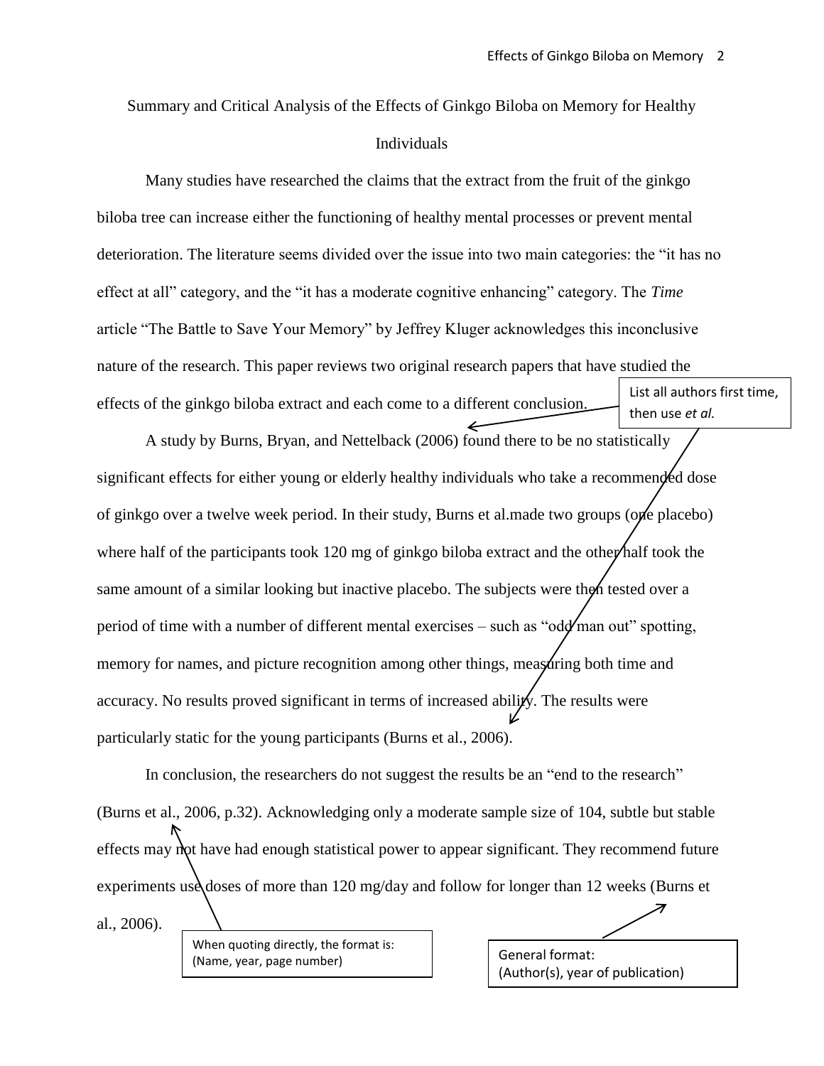Summary and Critical Analysis of the Effects of Ginkgo Biloba on Memory for Healthy Individuals

Many studies have researched the claims that the extract from the fruit of the ginkgo biloba tree can increase either the functioning of healthy mental processes or prevent mental deterioration. The literature seems divided over the issue into two main categories: the “it has no effect at all” category, and the “it has a moderate cognitive enhancing” category. The *Time* article “The Battle to Save Your Memory” by Jeffrey Kluger acknowledges this inconclusive nature of the research. This paper reviews two original research papers that have studied the effects of the ginkgo biloba extract and each come to a different conclusion.

List all authors first time, then use *et al.*

A study by Burns, Bryan, and Nettelback (2006) found there to be no statistically significant effects for either young or elderly healthy individuals who take a recommended dose of ginkgo over a twelve week period. In their study, Burns et al.made two groups (one placebo) where half of the participants took 120 mg of ginkgo biloba extract and the other half took the same amount of a similar looking but inactive placebo. The subjects were then tested over a period of time with a number of different mental exercises – such as “odd man out” spotting, memory for names, and picture recognition among other things, measuring both time and accuracy. No results proved significant in terms of increased ability. The results were particularly static for the young participants (Burns et al., 2006).

In conclusion, the researchers do not suggest the results be an “end to the research” (Burns et al., 2006, p.32). Acknowledging only a moderate sample size of 104, subtle but stable effects may not have had enough statistical power to appear significant. They recommend future experiments use doses of more than 120 mg/day and follow for longer than 12 weeks (Burns et al., 2006).

When quoting directly, the format is: (Name, year, page number)

General format: (Author(s), year of publication)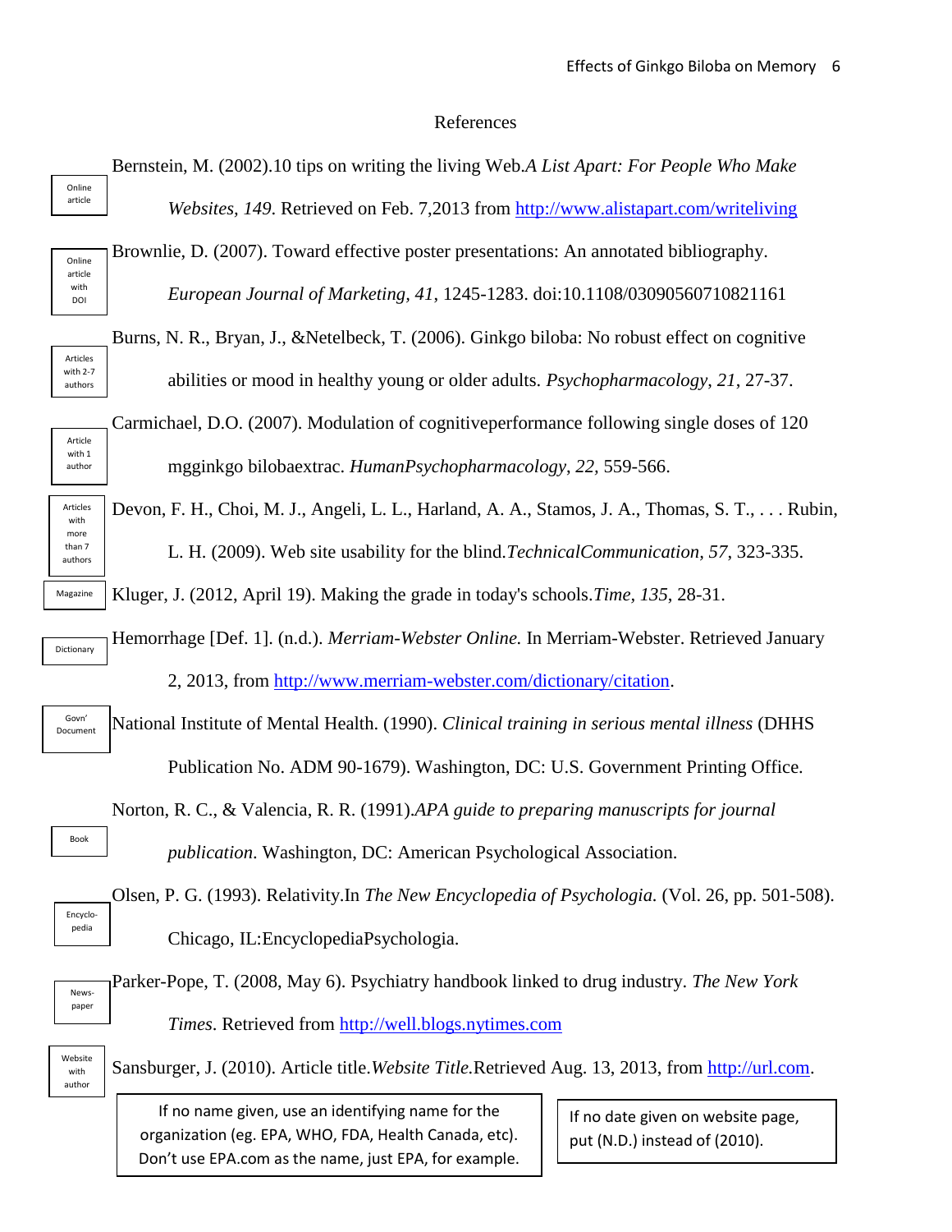# References

Online article

Bernstein, M. (2002).10 tips on writing the living Web.*A List Apart: For People Who Make Websites, 149*. Retrieved on Feb. 7,2013 from http://www.alistapart.com/writeliving

Online article with DOI

Brownlie, D. (2007). Toward effective poster presentations: An annotated bibliography. *European Journal of Marketing, 41*, 1245-1283. doi:10.1108/03090560710821161

Articles with 2-7 authors

Burns, N. R., Bryan, J., &Netelbeck, T. (2006). Ginkgo biloba: No robust effect on cognitive abilities or mood in healthy young or older adults. *Psychopharmacology*, *21*, 27-37.

Article with 1 author

Carmichael, D.O. (2007). Modulation of cognitiveperformance following single doses of 120 mgginkgo bilobaextrac. *HumanPsychopharmacology*, *22,* 559-566.

Articles with more than 7 authors

Devon, F. H., Choi, M. J., Angeli, L. L., Harland, A. A., Stamos, J. A., Thomas, S. T., . . . Rubin, L. H. (2009). Web site usability for the blind.*TechnicalCommunication, 57*, 323-335.

Magazine

Kluger, J. (2012, April 19). Making the grade in today's schools.*Time*, *135*, 28-31.

Dictionary

Hemorrhage [Def. 1]. (n.d.). *Merriam-Webster Online.* In Merriam-Webster. Retrieved January 2, 2013, from http://www.merriam-webster.com/dictionary/citation.

Govn' Document

National Institute of Mental Health. (1990). *Clinical training in serious mental illness* (DHHS Publication No. ADM 90-1679). Washington, DC: U.S. Government Printing Office.

Book

Norton, R. C., & Valencia, R. R. (1991).*APA guide to preparing manuscripts for journal publication*. Washington, DC: American Psychological Association.

Encyclopedia

Olsen, P. G. (1993). Relativity.In *The New Encyclopedia of Psychologia.* (Vol. 26, pp. 501-508). Chicago, IL:EncyclopediaPsychologia.

Newspaper

Parker-Pope, T. (2008, May 6). Psychiatry handbook linked to drug industry. *The New York Times*. Retrieved from http://well.blogs.nytimes.com

Website with author

Sansburger, J. (2010). Article title.*Website Title.*Retrieved Aug. 13, 2013, from http://url.com.

If no name given, use an identifying name for the organization (eg. EPA, WHO, FDA, Health Canada, etc). Don't use EPA.com as the name, just EPA, for example.

If no date given on website page, put (N.D.) instead of (2010).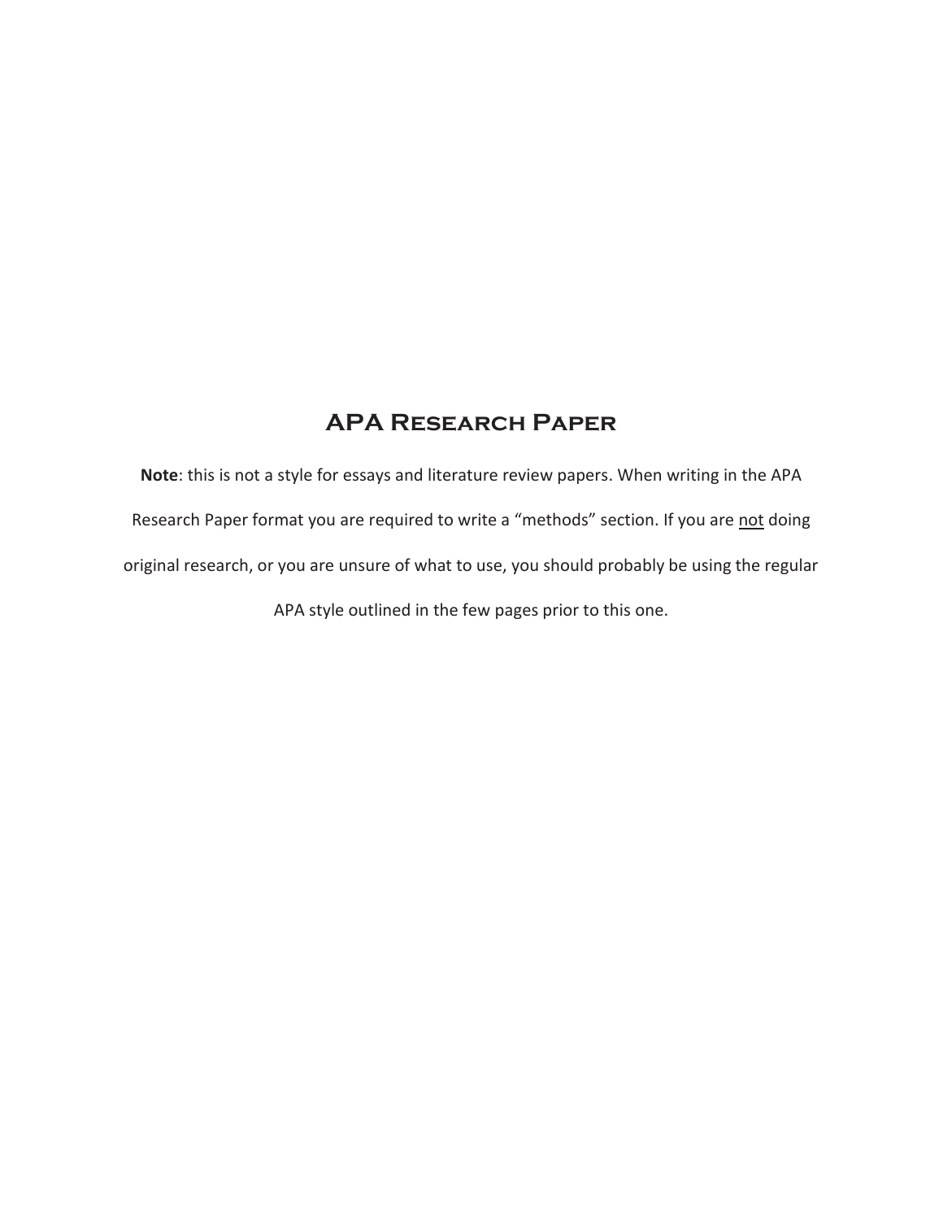# APA Research Paper

**Note**: this is not a style for essays and literature review papers. When writing in the APA Research Paper format you are required to write a "methods" section. If you are <u>not</u> doing original research, or you are unsure of what to use, you should probably be using the regular APA style outlined in the few pages prior to this one.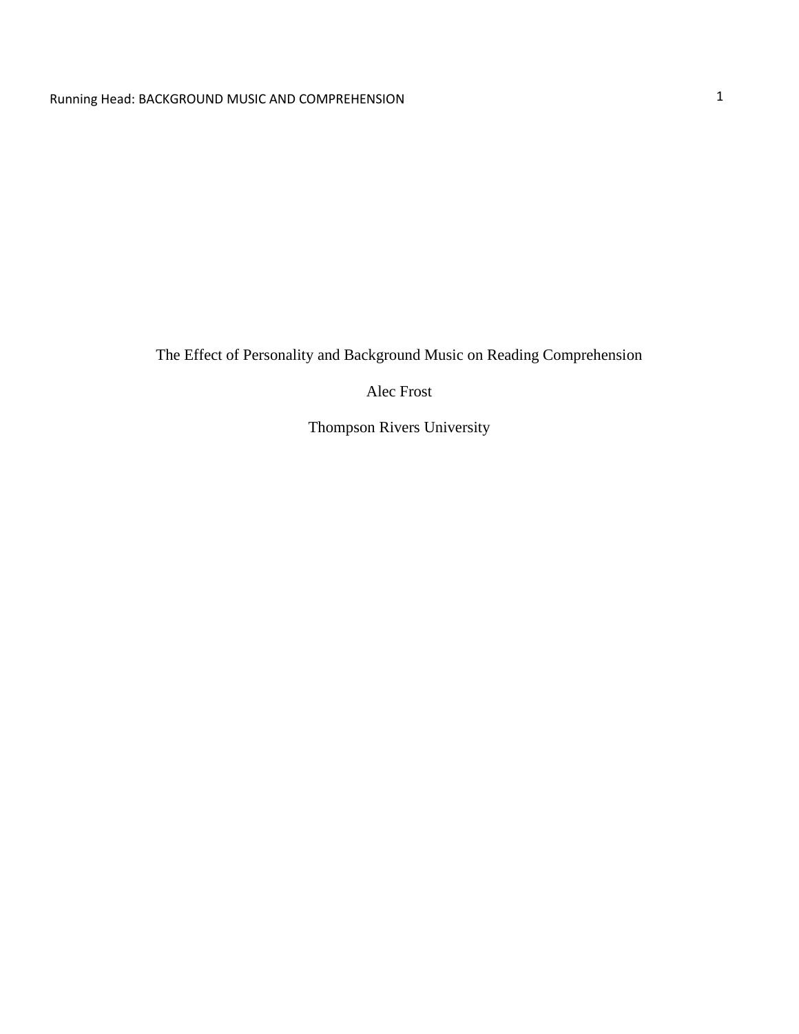The Effect of Personality and Background Music on Reading Comprehension

Alec Frost

Thompson Rivers University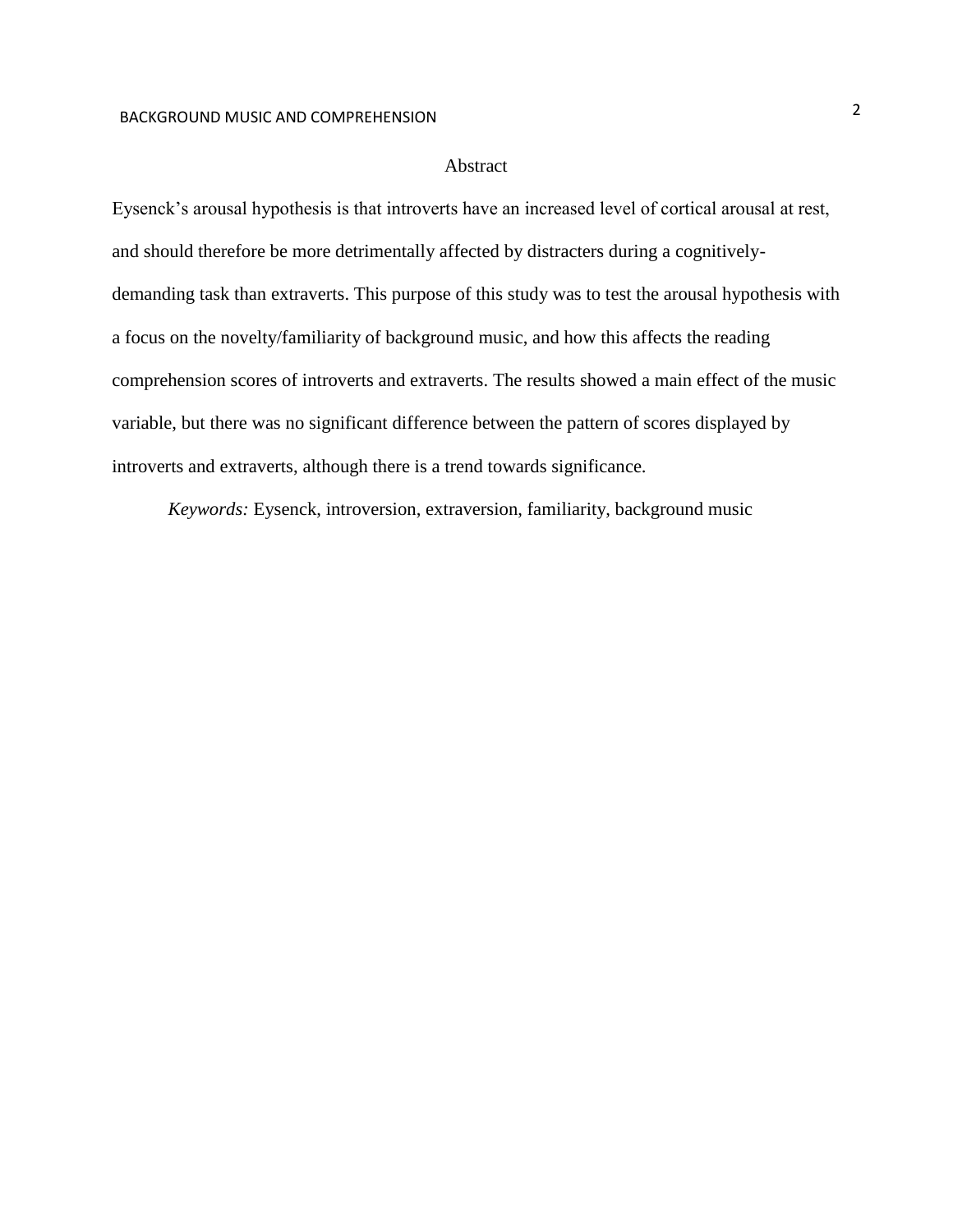# Abstract

Eysenck's arousal hypothesis is that introverts have an increased level of cortical arousal at rest, and should therefore be more detrimentally affected by distracters during a cognitively-demanding task than extraverts. This purpose of this study was to test the arousal hypothesis with a focus on the novelty/familiarity of background music, and how this affects the reading comprehension scores of introverts and extraverts. The results showed a main effect of the music variable, but there was no significant difference between the pattern of scores displayed by introverts and extraverts, although there is a trend towards significance.

*Keywords:* Eysenck, introversion, extraversion, familiarity, background music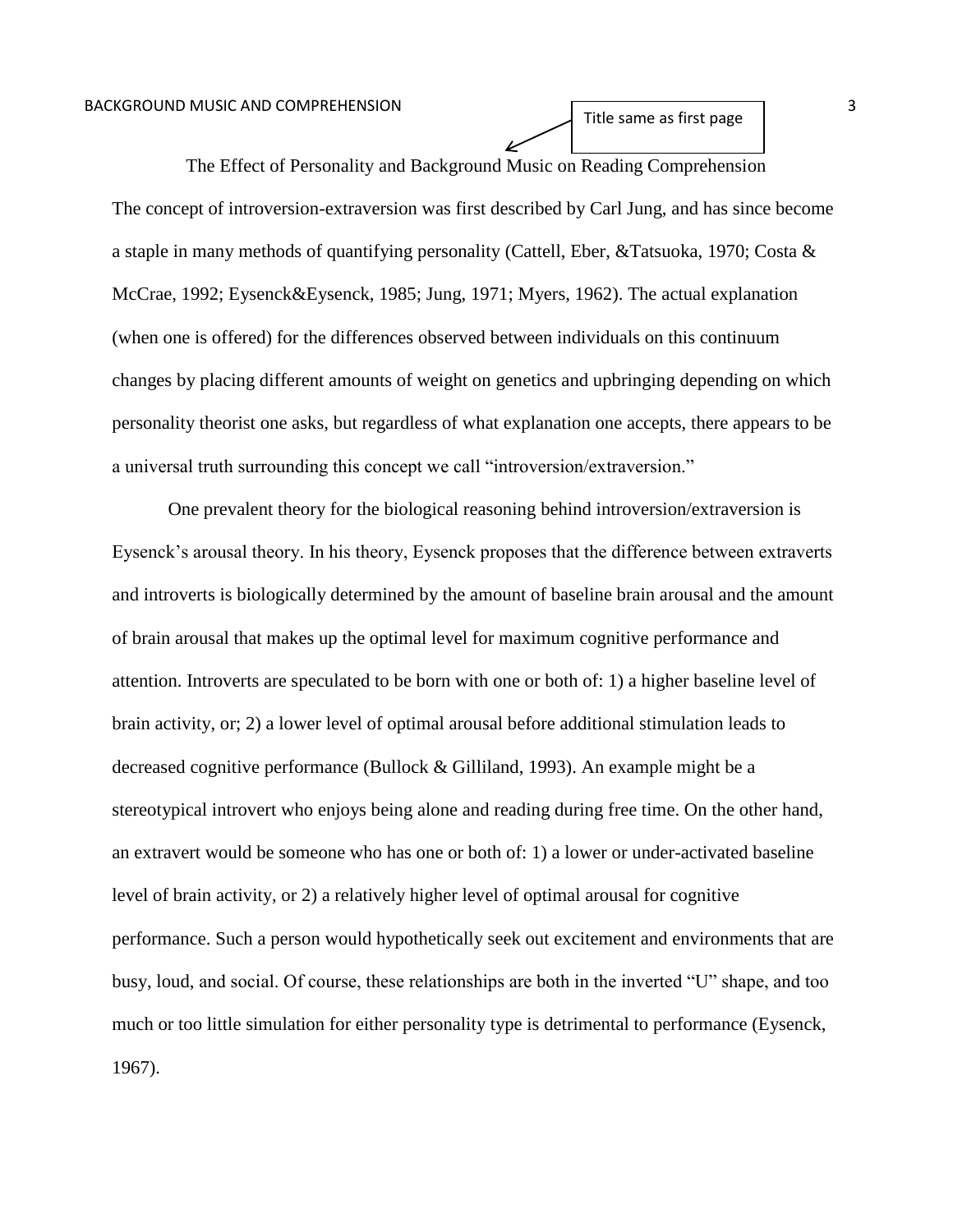Title same as first page

# The Effect of Personality and Background Music on Reading Comprehension

The concept of introversion-extraversion was first described by Carl Jung, and has since become a staple in many methods of quantifying personality (Cattell, Eber, &Tatsuoka, 1970; Costa & McCrae, 1992; Eysenck&Eysenck, 1985; Jung, 1971; Myers, 1962). The actual explanation (when one is offered) for the differences observed between individuals on this continuum changes by placing different amounts of weight on genetics and upbringing depending on which personality theorist one asks, but regardless of what explanation one accepts, there appears to be a universal truth surrounding this concept we call “introversion/extraversion.”

One prevalent theory for the biological reasoning behind introversion/extraversion is Eysenck’s arousal theory. In his theory, Eysenck proposes that the difference between extraverts and introverts is biologically determined by the amount of baseline brain arousal and the amount of brain arousal that makes up the optimal level for maximum cognitive performance and attention. Introverts are speculated to be born with one or both of: 1) a higher baseline level of brain activity, or; 2) a lower level of optimal arousal before additional stimulation leads to decreased cognitive performance (Bullock & Gilliland, 1993). An example might be a stereotypical introvert who enjoys being alone and reading during free time. On the other hand, an extravert would be someone who has one or both of: 1) a lower or under-activated baseline level of brain activity, or 2) a relatively higher level of optimal arousal for cognitive performance. Such a person would hypothetically seek out excitement and environments that are busy, loud, and social. Of course, these relationships are both in the inverted “U” shape, and too much or too little simulation for either personality type is detrimental to performance (Eysenck, 1967).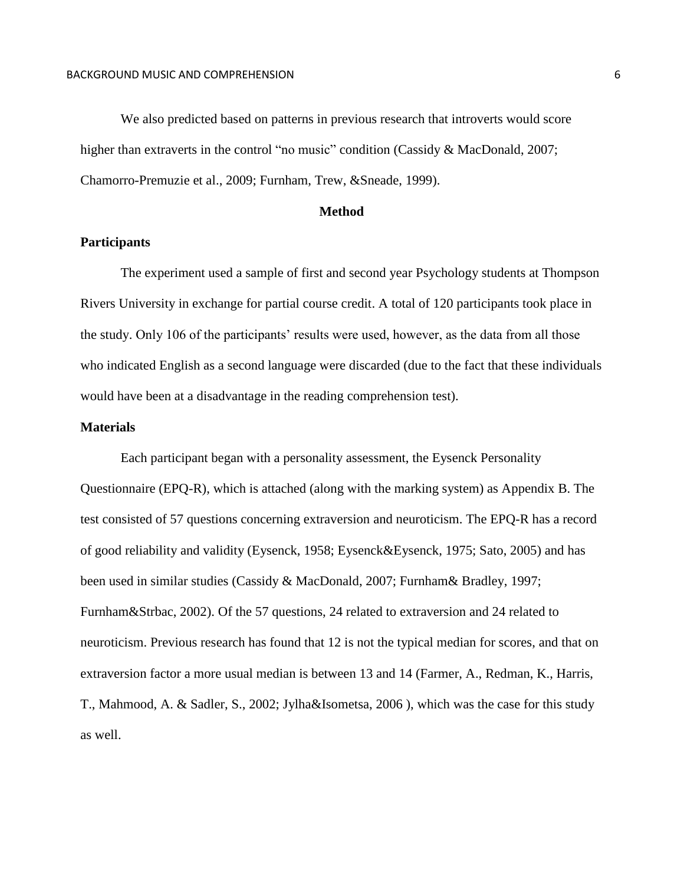We also predicted based on patterns in previous research that introverts would score higher than extraverts in the control "no music" condition (Cassidy & MacDonald, 2007; Chamorro-Premuzie et al., 2009; Furnham, Trew, &Sneade, 1999).

## Method

### Participants

The experiment used a sample of first and second year Psychology students at Thompson Rivers University in exchange for partial course credit. A total of 120 participants took place in the study. Only 106 of the participants' results were used, however, as the data from all those who indicated English as a second language were discarded (due to the fact that these individuals would have been at a disadvantage in the reading comprehension test).

### Materials

Each participant began with a personality assessment, the Eysenck Personality Questionnaire (EPQ-R), which is attached (along with the marking system) as Appendix B. The test consisted of 57 questions concerning extraversion and neuroticism. The EPQ-R has a record of good reliability and validity (Eysenck, 1958; Eysenck&Eysenck, 1975; Sato, 2005) and has been used in similar studies (Cassidy & MacDonald, 2007; Furnham& Bradley, 1997; Furnham&Strbac, 2002). Of the 57 questions, 24 related to extraversion and 24 related to neuroticism. Previous research has found that 12 is not the typical median for scores, and that on extraversion factor a more usual median is between 13 and 14 (Farmer, A., Redman, K., Harris, T., Mahmood, A. & Sadler, S., 2002; Jylha&Isometsa, 2006 ), which was the case for this study as well.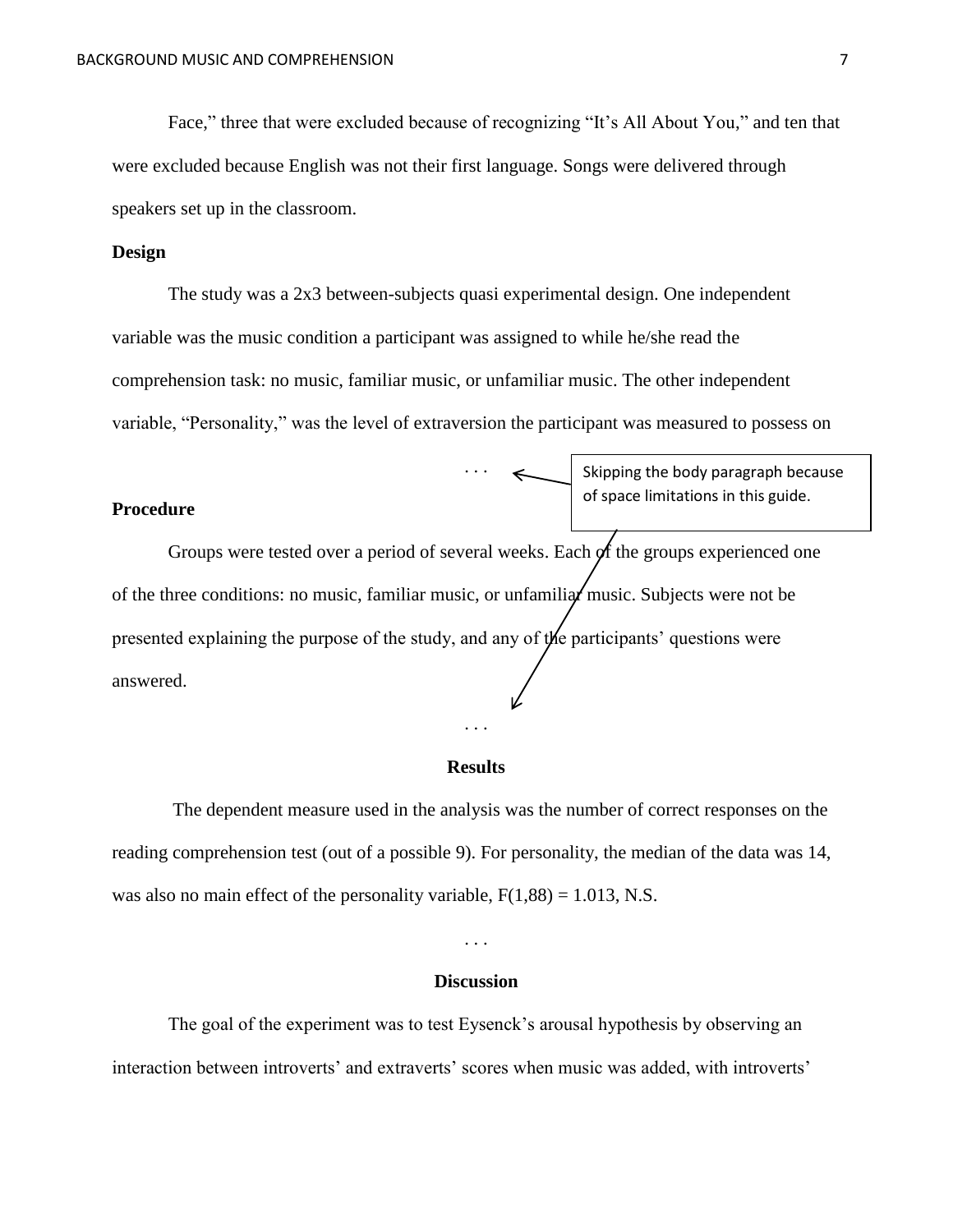Face," three that were excluded because of recognizing "It's All About You," and ten that were excluded because English was not their first language. Songs were delivered through speakers set up in the classroom.

**Design**

The study was a 2x3 between-subjects quasi experimental design. One independent variable was the music condition a participant was assigned to while he/she read the comprehension task: no music, familiar music, or unfamiliar music. The other independent variable, "Personality," was the level of extraversion the participant was measured to possess on

. . .

Skipping the body paragraph because of space limitations in this guide.

**Procedure**

Groups were tested over a period of several weeks. Each of the groups experienced one of the three conditions: no music, familiar music, or unfamiliar music. Subjects were not be presented explaining the purpose of the study, and any of the participants' questions were answered.

. . .

## Results

The dependent measure used in the analysis was the number of correct responses on the reading comprehension test (out of a possible 9). For personality, the median of the data was 14, was also no main effect of the personality variable, $F(1,88) = 1.013$, N.S.

. . .

## Discussion

The goal of the experiment was to test Eysenck's arousal hypothesis by observing an interaction between introverts' and extraverts' scores when music was added, with introverts'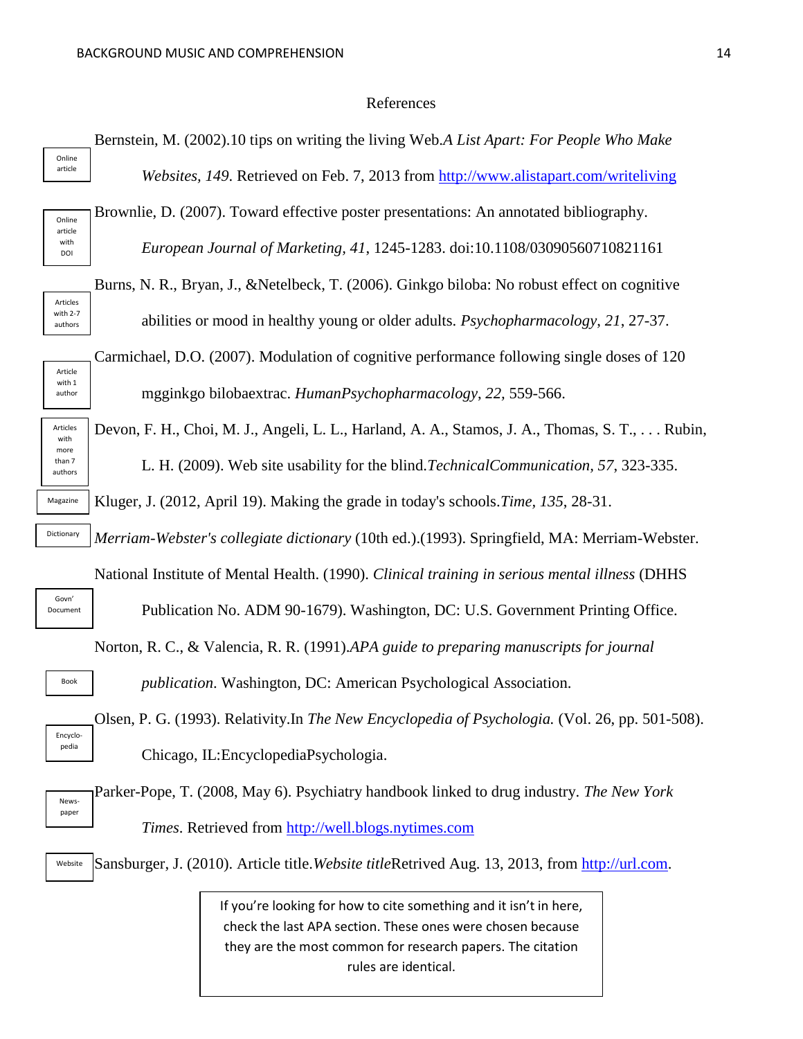# References

Online article

Bernstein, M. (2002).10 tips on writing the living Web.*A List Apart: For People Who Make Websites, 149*. Retrieved on Feb. 7, 2013 from http://www.alistapart.com/writeliving

Online article with DOI

Brownlie, D. (2007). Toward effective poster presentations: An annotated bibliography. *European Journal of Marketing, 41*, 1245-1283. doi:10.1108/03090560710821161

Articles with 2-7 authors

Burns, N. R., Bryan, J., &Netelbeck, T. (2006). Ginkgo biloba: No robust effect on cognitive abilities or mood in healthy young or older adults. *Psychopharmacology*, *21*, 27-37.

Article with 1 author

Carmichael, D.O. (2007). Modulation of cognitive performance following single doses of 120 mgginkgo bilobaextrac. *HumanPsychopharmacology*, *22,* 559-566.

Articles with more than 7 authors

Devon, F. H., Choi, M. J., Angeli, L. L., Harland, A. A., Stamos, J. A., Thomas, S. T., . . . Rubin, L. H. (2009). Web site usability for the blind.*TechnicalCommunication, 57*, 323-335.

Magazine

Kluger, J. (2012, April 19). Making the grade in today's schools.*Time*, *135*, 28-31.

Dictionary

*Merriam-Webster's collegiate dictionary* (10th ed.).(1993). Springfield, MA: Merriam-Webster.

Govn' Document

National Institute of Mental Health. (1990). *Clinical training in serious mental illness* (DHHS Publication No. ADM 90-1679). Washington, DC: U.S. Government Printing Office.

Book

Norton, R. C., & Valencia, R. R. (1991).*APA guide to preparing manuscripts for journal publication.* Washington, DC: American Psychological Association.

Encyclo-pedia

Olsen, P. G. (1993). Relativity.In *The New Encyclopedia of Psychologia.* (Vol. 26, pp. 501-508). Chicago, IL:EncyclopediaPsychologia.

News-paper

Parker-Pope, T. (2008, May 6). Psychiatry handbook linked to drug industry. *The New York Times*. Retrieved from http://well.blogs.nytimes.com

Website

Sansburger, J. (2010). Article title.*Website title*Retrived Aug. 13, 2013, from http://url.com.

If you're looking for how to cite something and it isn't in here, check the last APA section. These ones were chosen because they are the most common for research papers. The citation rules are identical.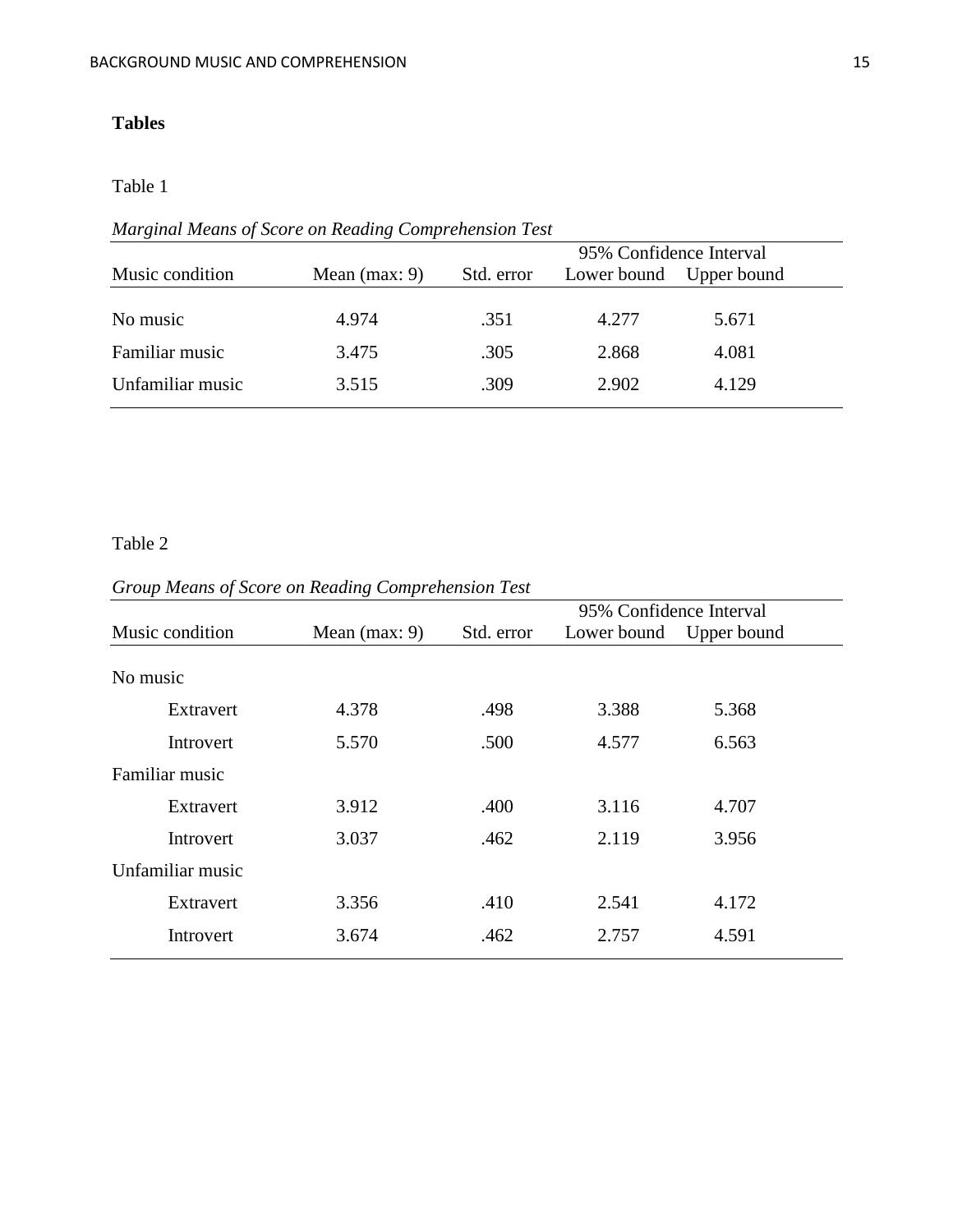**Tables**

Table 1

*Marginal Means of Score on Reading Comprehension Test*

| | | | 95% Confidence Interval | |
|---|---|---|---|---|
| Music condition | Mean (max: 9) | Std. error | Lower bound | Upper bound |
| No music | 4.974 | .351 | 4.277 | 5.671 |
| Familiar music | 3.475 | .305 | 2.868 | 4.081 |
| Unfamiliar music | 3.515 | .309 | 2.902 | 4.129 |

Table 2

*Group Means of Score on Reading Comprehension Test*

| | | | 95% Confidence Interval | |
|---|---|---|---|---|
| Music condition | Mean (max: 9) | Std. error | Lower bound | Upper bound |
| No music | | | | |
| Extravert | 4.378 | .498 | 3.388 | 5.368 |
| Introvert | 5.570 | .500 | 4.577 | 6.563 |
| Familiar music | | | | |
| Extravert | 3.912 | .400 | 3.116 | 4.707 |
| Introvert | 3.037 | .462 | 2.119 | 3.956 |
| Unfamiliar music | | | | |
| Extravert | 3.356 | .410 | 2.541 | 4.172 |
| Introvert | 3.674 | .462 | 2.757 | 4.591 |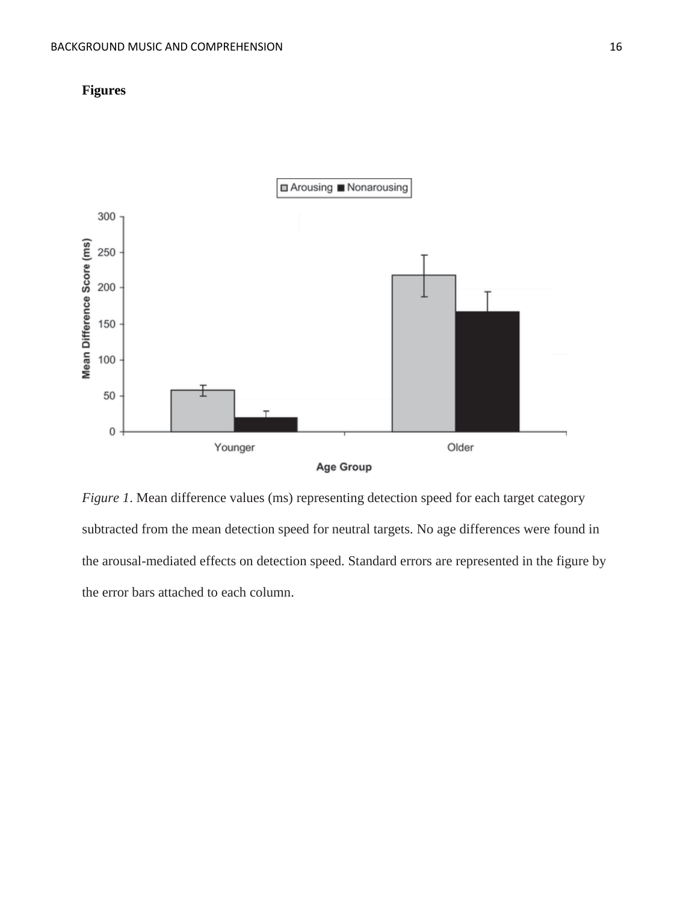**Figures**

*Figure 1*. Mean difference values (ms) representing detection speed for each target category subtracted from the mean detection speed for neutral targets. No age differences were found in the arousal-mediated effects on detection speed. Standard errors are represented in the figure by the error bars attached to each column.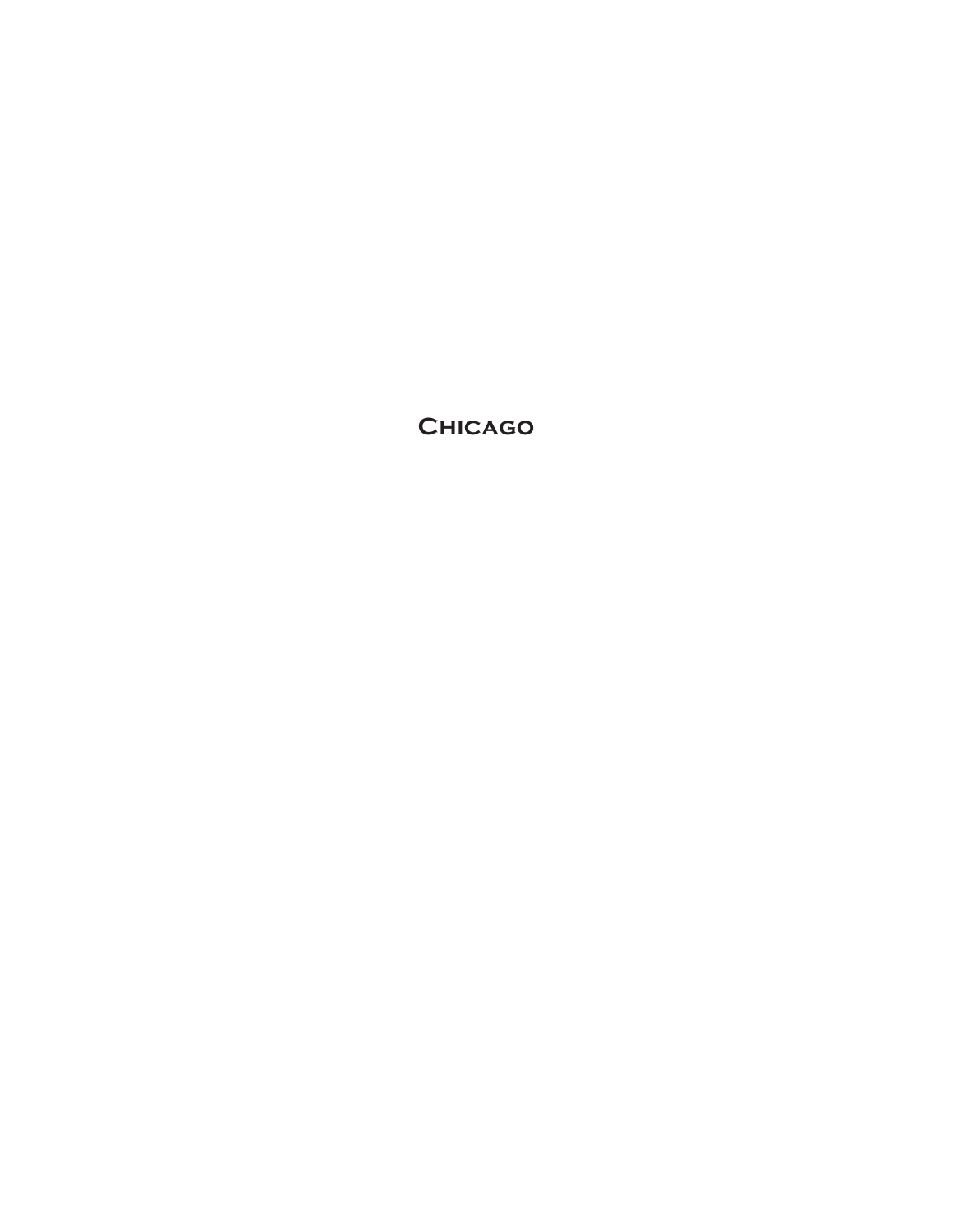# Chicago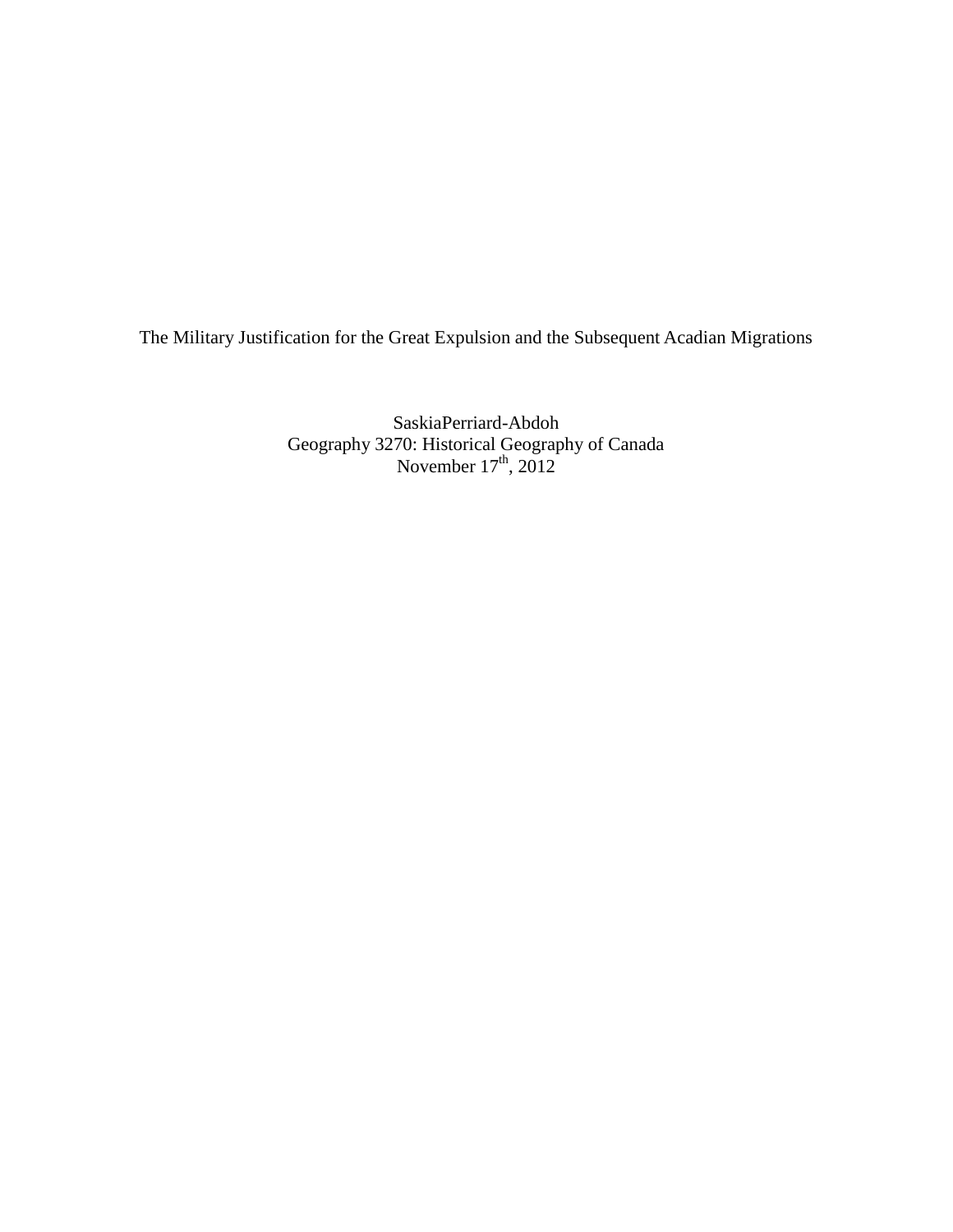The Military Justification for the Great Expulsion and the Subsequent Acadian Migrations

SaskiaPerriard-Abdoh
Geography 3270: Historical Geography of Canada
November 17th, 2012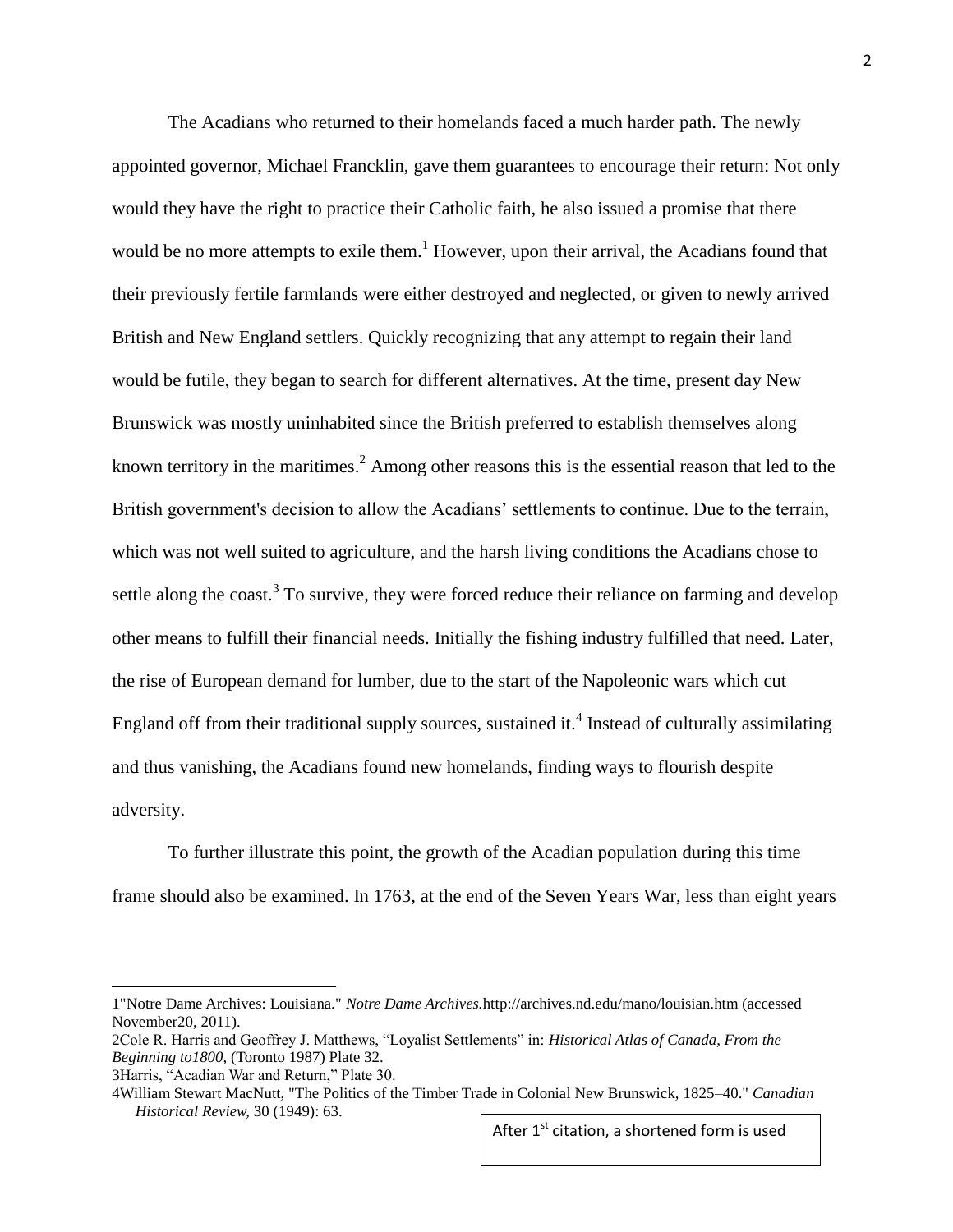The Acadians who returned to their homelands faced a much harder path. The newly appointed governor, Michael Francklin, gave them guarantees to encourage their return: Not only would they have the right to practice their Catholic faith, he also issued a promise that there would be no more attempts to exile them.[1] However, upon their arrival, the Acadians found that their previously fertile farmlands were either destroyed and neglected, or given to newly arrived British and New England settlers. Quickly recognizing that any attempt to regain their land would be futile, they began to search for different alternatives. At the time, present day New Brunswick was mostly uninhabited since the British preferred to establish themselves along known territory in the maritimes.[2] Among other reasons this is the essential reason that led to the British government's decision to allow the Acadians' settlements to continue. Due to the terrain, which was not well suited to agriculture, and the harsh living conditions the Acadians chose to settle along the coast.[3] To survive, they were forced reduce their reliance on farming and develop other means to fulfill their financial needs. Initially the fishing industry fulfilled that need. Later, the rise of European demand for lumber, due to the start of the Napoleonic wars which cut England off from their traditional supply sources, sustained it.[4] Instead of culturally assimilating and thus vanishing, the Acadians found new homelands, finding ways to flourish despite adversity.

To further illustrate this point, the growth of the Acadian population during this time frame should also be examined. In 1763, at the end of the Seven Years War, less than eight years

---

1"Notre Dame Archives: Louisiana." *Notre Dame Archives.*http://archives.nd.edu/mano/louisian.htm (accessed November20, 2011).

2Cole R. Harris and Geoffrey J. Matthews, "Loyalist Settlements" in: *Historical Atlas of Canada, From the Beginning to1800,* (Toronto 1987) Plate 32.

3Harris, "Acadian War and Return," Plate 30.

4William Stewart MacNutt, "The Politics of the Timber Trade in Colonial New Brunswick, 1825–40." *Canadian Historical Review,* 30 (1949): 63.

After 1st citation, a shortened form is used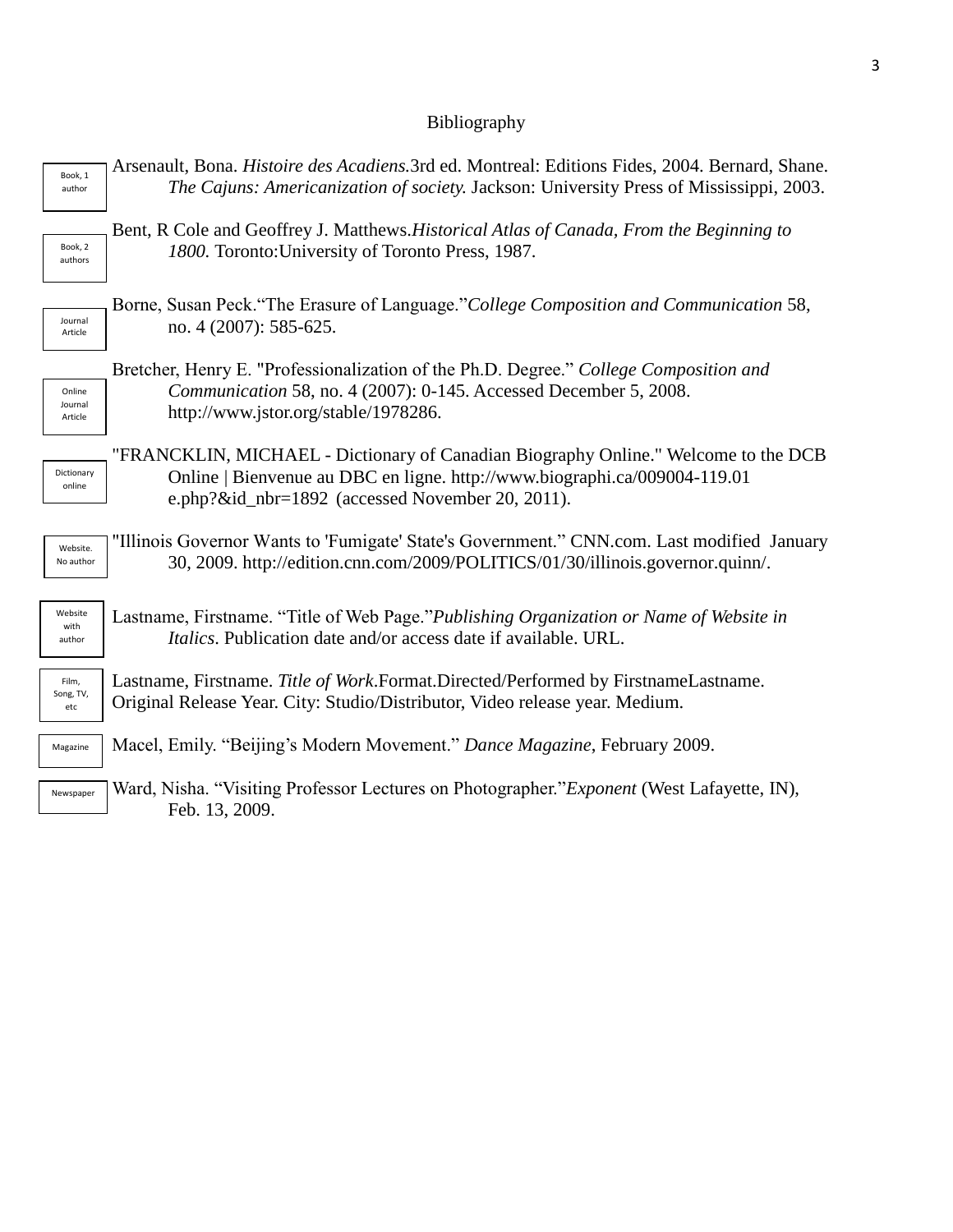# Bibliography

Book, 1 author

Arsenault, Bona. *Histoire des Acadiens.*3rd ed. Montreal: Editions Fides, 2004. Bernard, Shane. *The Cajuns: Americanization of society.* Jackson: University Press of Mississippi, 2003.

Book, 2 authors

Bent, R Cole and Geoffrey J. Matthews.*Historical Atlas of Canada, From the Beginning to 1800.* Toronto:University of Toronto Press, 1987.

Journal Article

Borne, Susan Peck.“The Erasure of Language.”*College Composition and Communication* 58, no. 4 (2007): 585-625.

Online Journal Article

Bretcher, Henry E. "Professionalization of the Ph.D. Degree.” *College Composition and Communication* 58, no. 4 (2007): 0-145. Accessed December 5, 2008. http://www.jstor.org/stable/1978286.

Dictionary online

"FRANCKLIN, MICHAEL - Dictionary of Canadian Biography Online." Welcome to the DCB Online | Bienvenue au DBC en ligne. http://www.biographi.ca/009004-119.01 e.php?&id_nbr=1892 (accessed November 20, 2011).

Website. No author

"Illinois Governor Wants to 'Fumigate' State's Government.” CNN.com. Last modified January 30, 2009. http://edition.cnn.com/2009/POLITICS/01/30/illinois.governor.quinn/.

Website with author

Lastname, Firstname. “Title of Web Page.”*Publishing Organization or Name of Website in Italics*. Publication date and/or access date if available. URL.

Film, Song, TV, etc

Lastname, Firstname. *Title of Work*.Format.Directed/Performed by FirstnameLastname. Original Release Year. City: Studio/Distributor, Video release year. Medium.

Magazine

Macel, Emily. “Beijing’s Modern Movement.” *Dance Magazine*, February 2009.

Newspaper

Ward, Nisha. “Visiting Professor Lectures on Photographer.”*Exponent* (West Lafayette, IN), Feb. 13, 2009.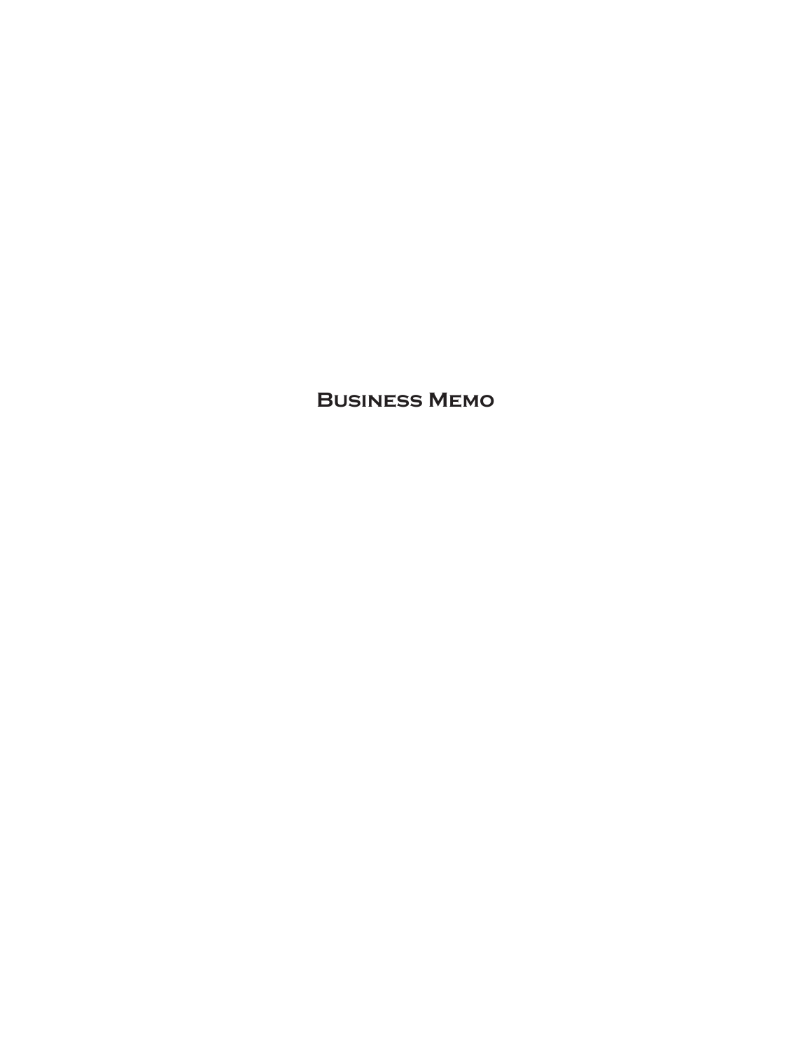# Business Memo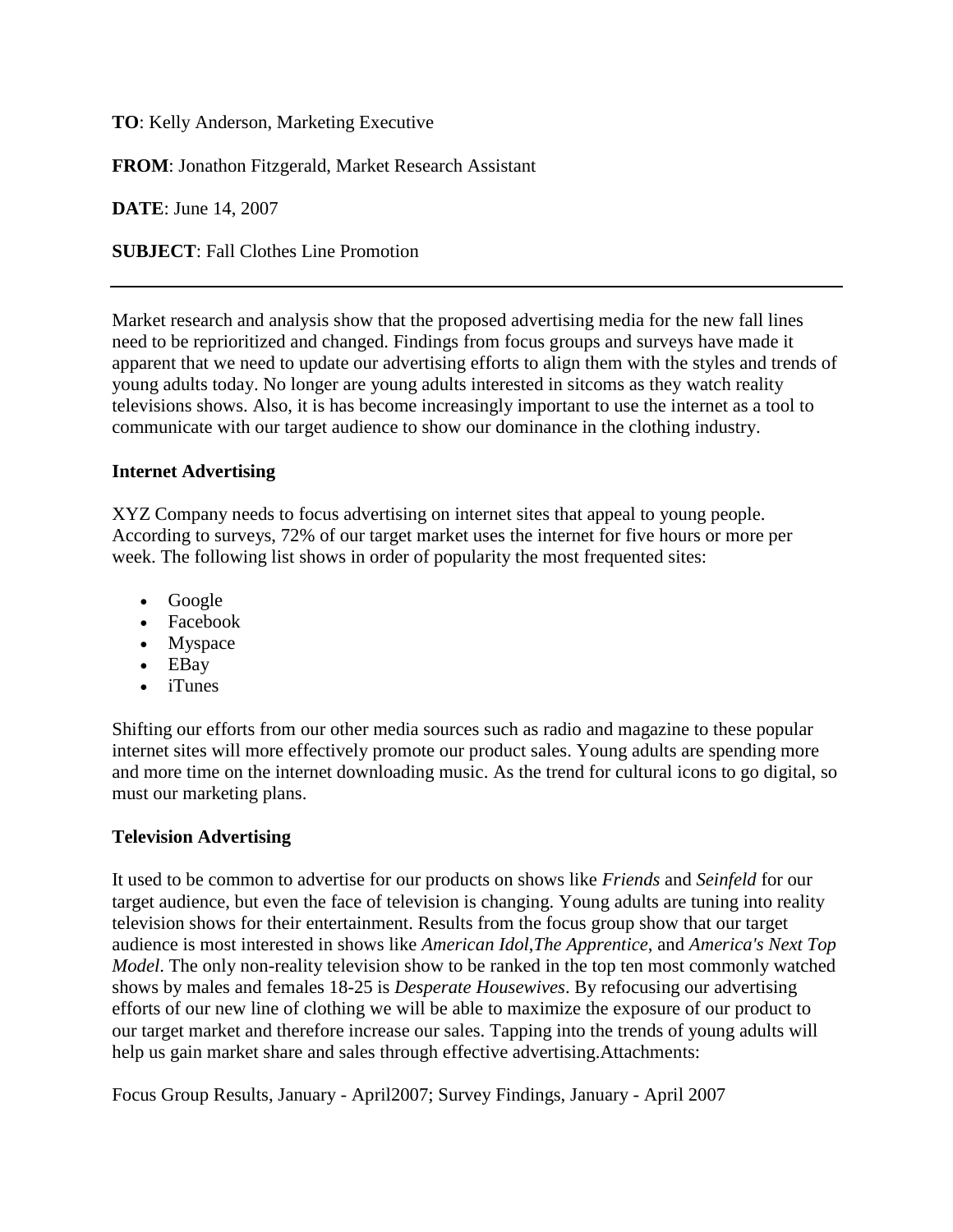**TO**: Kelly Anderson, Marketing Executive

**FROM**: Jonathon Fitzgerald, Market Research Assistant

**DATE**: June 14, 2007

**SUBJECT**: Fall Clothes Line Promotion

---

Market research and analysis show that the proposed advertising media for the new fall lines need to be reprioritized and changed. Findings from focus groups and surveys have made it apparent that we need to update our advertising efforts to align them with the styles and trends of young adults today. No longer are young adults interested in sitcoms as they watch reality televisions shows. Also, it is has become increasingly important to use the internet as a tool to communicate with our target audience to show our dominance in the clothing industry.

**Internet Advertising**

XYZ Company needs to focus advertising on internet sites that appeal to young people. According to surveys, 72% of our target market uses the internet for five hours or more per week. The following list shows in order of popularity the most frequented sites:

- Google
- Facebook
- Myspace
- EBay
- iTunes

Shifting our efforts from our other media sources such as radio and magazine to these popular internet sites will more effectively promote our product sales. Young adults are spending more and more time on the internet downloading music. As the trend for cultural icons to go digital, so must our marketing plans.

**Television Advertising**

It used to be common to advertise for our products on shows like *Friends* and *Seinfeld* for our target audience, but even the face of television is changing. Young adults are tuning into reality television shows for their entertainment. Results from the focus group show that our target audience is most interested in shows like *American Idol*,*The Apprentice*, and *America's Next Top Model*. The only non-reality television show to be ranked in the top ten most commonly watched shows by males and females 18-25 is *Desperate Housewives*. By refocusing our advertising efforts of our new line of clothing we will be able to maximize the exposure of our product to our target market and therefore increase our sales. Tapping into the trends of young adults will help us gain market share and sales through effective advertising.Attachments:

Focus Group Results, January - April2007; Survey Findings, January - April 2007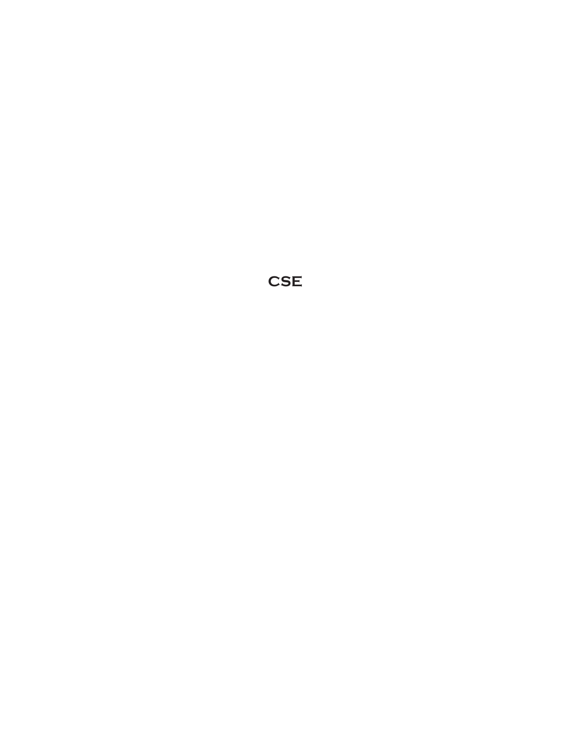CSE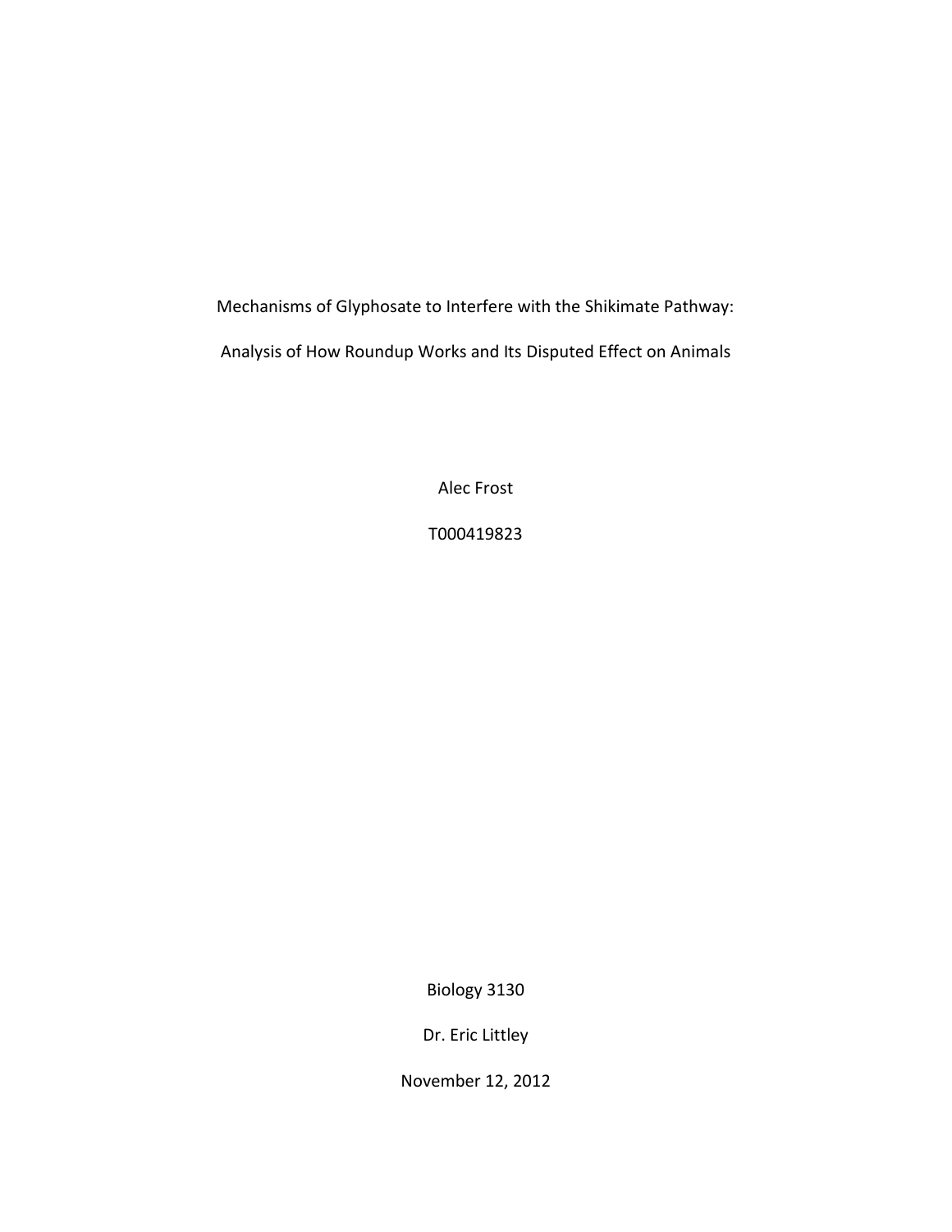Mechanisms of Glyphosate to Interfere with the Shikimate Pathway:

Analysis of How Roundup Works and Its Disputed Effect on Animals

Alec Frost

T000419823

Biology 3130

Dr. Eric Littley

November 12, 2012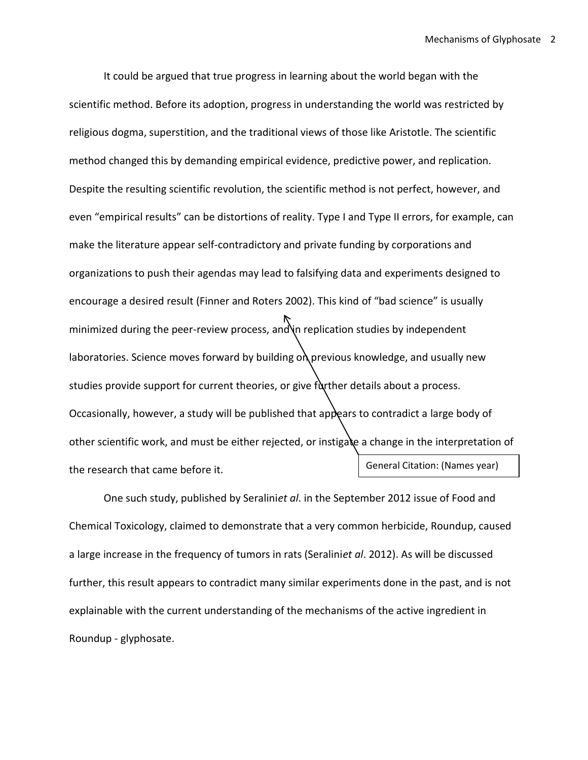It could be argued that true progress in learning about the world began with the scientific method. Before its adoption, progress in understanding the world was restricted by religious dogma, superstition, and the traditional views of those like Aristotle. The scientific method changed this by demanding empirical evidence, predictive power, and replication. Despite the resulting scientific revolution, the scientific method is not perfect, however, and even "empirical results" can be distortions of reality. Type I and Type II errors, for example, can make the literature appear self-contradictory and private funding by corporations and organizations to push their agendas may lead to falsifying data and experiments designed to encourage a desired result (Finner and Roters 2002). This kind of "bad science" is usually minimized during the peer-review process, and in replication studies by independent laboratories. Science moves forward by building on previous knowledge, and usually new studies provide support for current theories, or give further details about a process. Occasionally, however, a study will be published that appears to contradict a large body of other scientific work, and must be either rejected, or instigate a change in the interpretation of the research that came before it.

General Citation: (Names year)

One such study, published by Seralini*et al*. in the September 2012 issue of Food and Chemical Toxicology, claimed to demonstrate that a very common herbicide, Roundup, caused a large increase in the frequency of tumors in rats (Seralini*et al*. 2012). As will be discussed further, this result appears to contradict many similar experiments done in the past, and is not explainable with the current understanding of the mechanisms of the active ingredient in Roundup - glyphosate.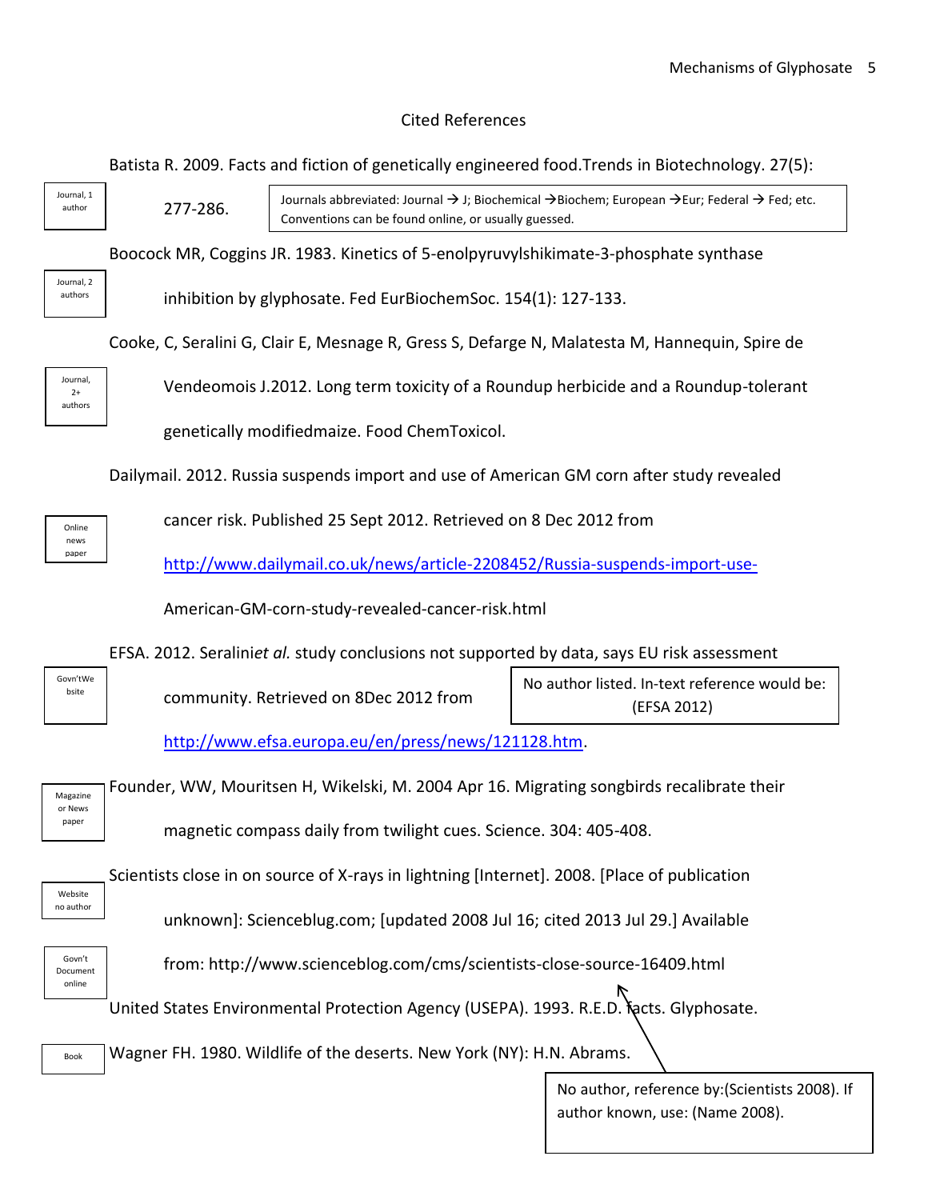## Cited References

Batista R. 2009. Facts and fiction of genetically engineered food.Trends in Biotechnology. 27(5): 277-286.

Journal, 1 author

Journals abbreviated: Journal → J; Biochemical →Biochem; European →Eur; Federal → Fed; etc. Conventions can be found online, or usually guessed.

Boocock MR, Coggins JR. 1983. Kinetics of 5-enolpyruvylshikimate-3-phosphate synthase inhibition by glyphosate. Fed EurBiochemSoc. 154(1): 127-133.

Journal, 2 authors

Cooke, C, Seralini G, Clair E, Mesnage R, Gress S, Defarge N, Malatesta M, Hannequin, Spire de Vendeomois J.2012. Long term toxicity of a Roundup herbicide and a Roundup-tolerant genetically modifiedmaize. Food ChemToxicol.

Journal, 2+ authors

Dailymail. 2012. Russia suspends import and use of American GM corn after study revealed cancer risk. Published 25 Sept 2012. Retrieved on 8 Dec 2012 from http://www.dailymail.co.uk/news/article-2208452/Russia-suspends-import-use-American-GM-corn-study-revealed-cancer-risk.html

Online news paper

EFSA. 2012. Seralini*et al.* study conclusions not supported by data, says EU risk assessment community. Retrieved on 8Dec 2012 from http://www.efsa.europa.eu/en/press/news/121128.htm.

Govn'tWebsite

No author listed. In-text reference would be: (EFSA 2012)

Founder, WW, Mouritsen H, Wikelski, M. 2004 Apr 16. Migrating songbirds recalibrate their magnetic compass daily from twilight cues. Science. 304: 405-408.

Magazine or News paper

Scientists close in on source of X-rays in lightning [Internet]. 2008. [Place of publication unknown]: Scienceblug.com; [updated 2008 Jul 16; cited 2013 Jul 29.] Available from: http://www.scienceblog.com/cms/scientists-close-source-16409.html

Website no author

Govn't Document online

United States Environmental Protection Agency (USEPA). 1993. R.E.D. facts. Glyphosate.

Wagner FH. 1980. Wildlife of the deserts. New York (NY): H.N. Abrams.

Book

No author, reference by:(Scientists 2008). If author known, use: (Name 2008).